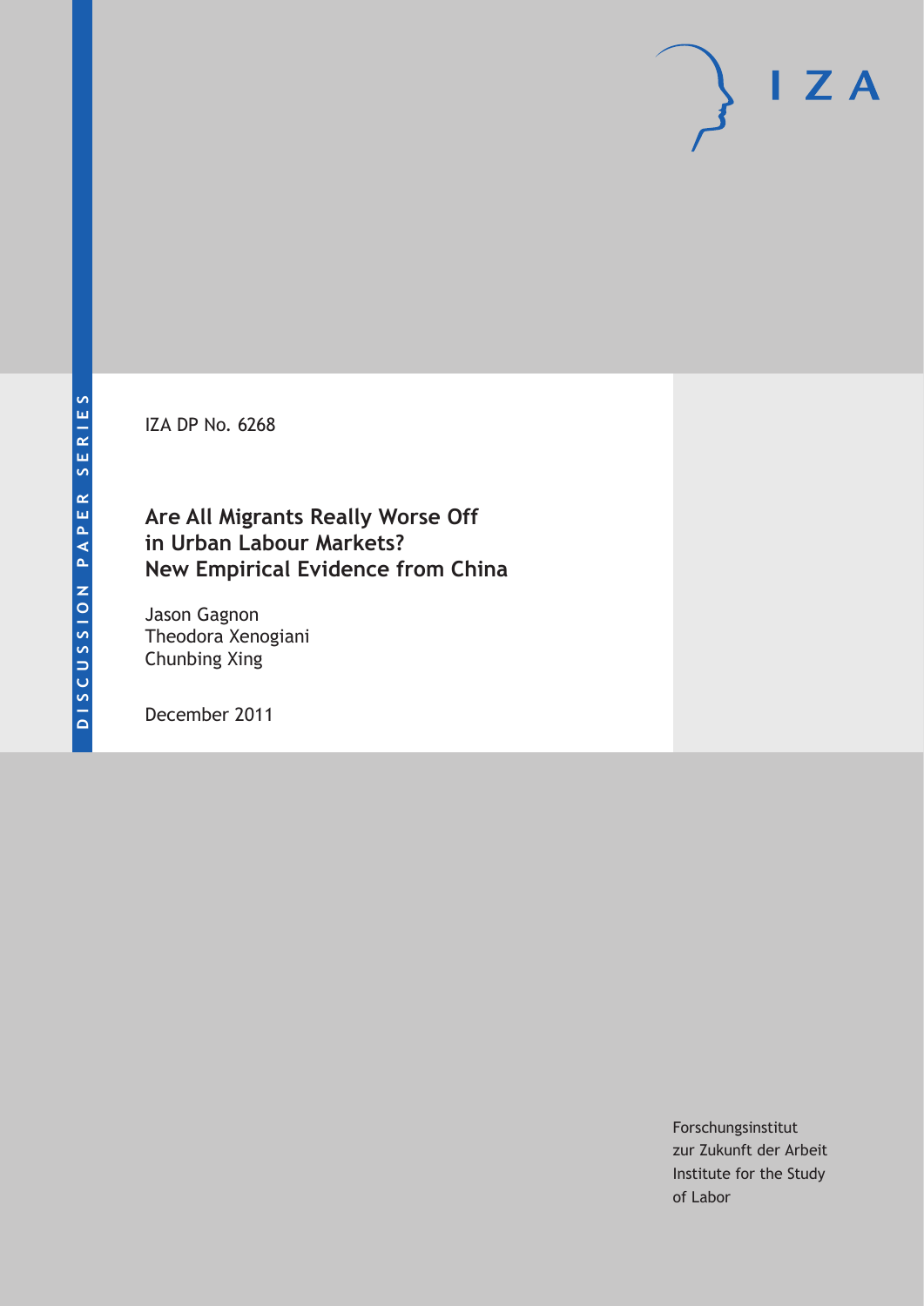DISCUSSION PAPER SERIES

IZA DP No. 6268

# Are All Migrants Really Worse Off in Urban Labour Markets? New Empirical Evidence from China

Jason Gagnon
Theodora Xenogiani
Chunbing Xing

December 2011

Forschungsinstitut
zur Zukunft der Arbeit
Institute for the Study
of Labor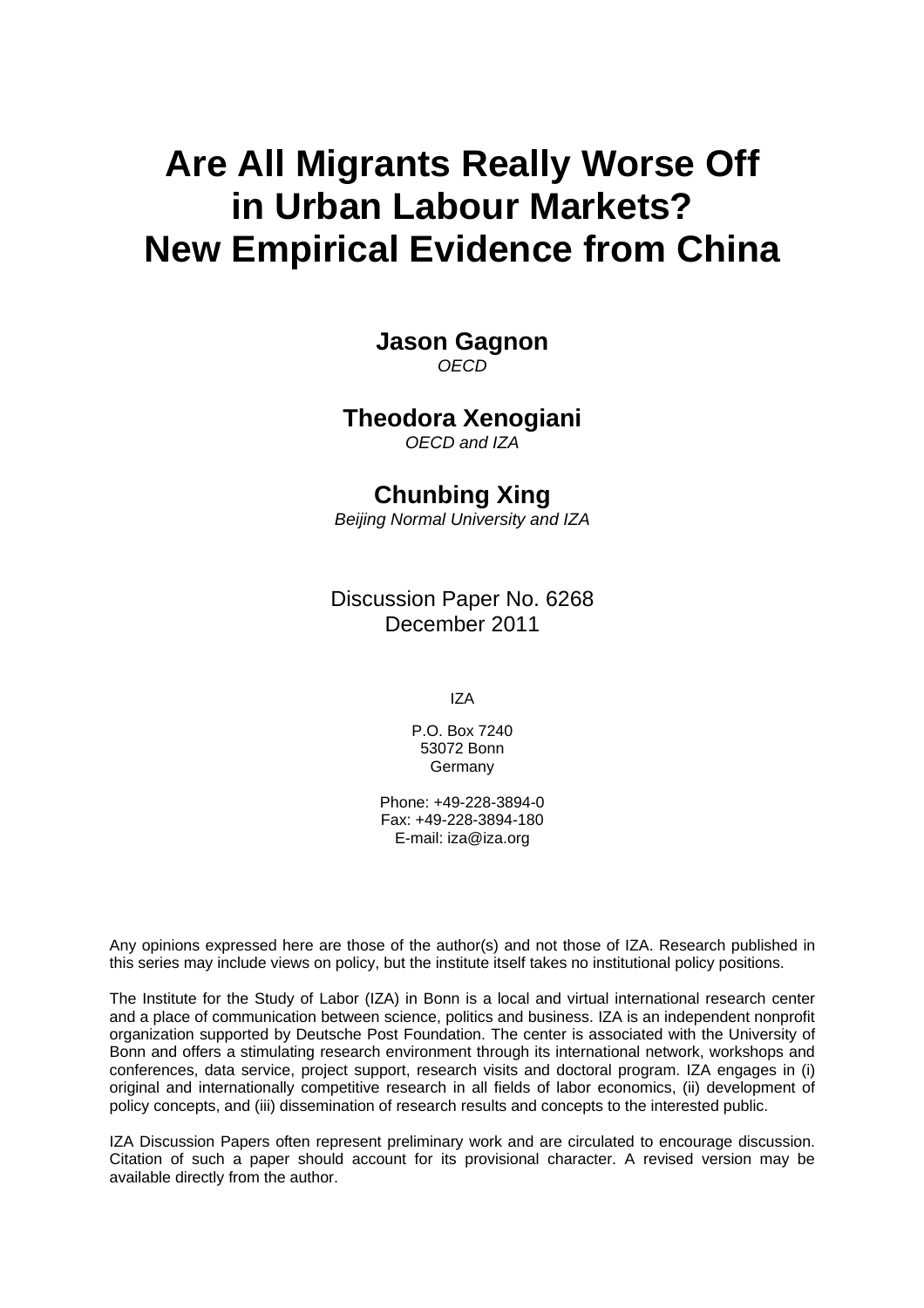# Are All Migrants Really Worse Off in Urban Labour Markets? New Empirical Evidence from China

**Jason Gagnon**
*OECD*

**Theodora Xenogiani**
*OECD and IZA*

**Chunbing Xing**
*Beijing Normal University and IZA*

Discussion Paper No. 6268
December 2011

IZA

P.O. Box 7240
53072 Bonn
Germany

Phone: +49-228-3894-0
Fax: +49-228-3894-180
E-mail: iza@iza.org

Any opinions expressed here are those of the author(s) and not those of IZA. Research published in this series may include views on policy, but the institute itself takes no institutional policy positions.

The Institute for the Study of Labor (IZA) in Bonn is a local and virtual international research center and a place of communication between science, politics and business. IZA is an independent nonprofit organization supported by Deutsche Post Foundation. The center is associated with the University of Bonn and offers a stimulating research environment through its international network, workshops and conferences, data service, project support, research visits and doctoral program. IZA engages in (i) original and internationally competitive research in all fields of labor economics, (ii) development of policy concepts, and (iii) dissemination of research results and concepts to the interested public.

IZA Discussion Papers often represent preliminary work and are circulated to encourage discussion. Citation of such a paper should account for its provisional character. A revised version may be available directly from the author.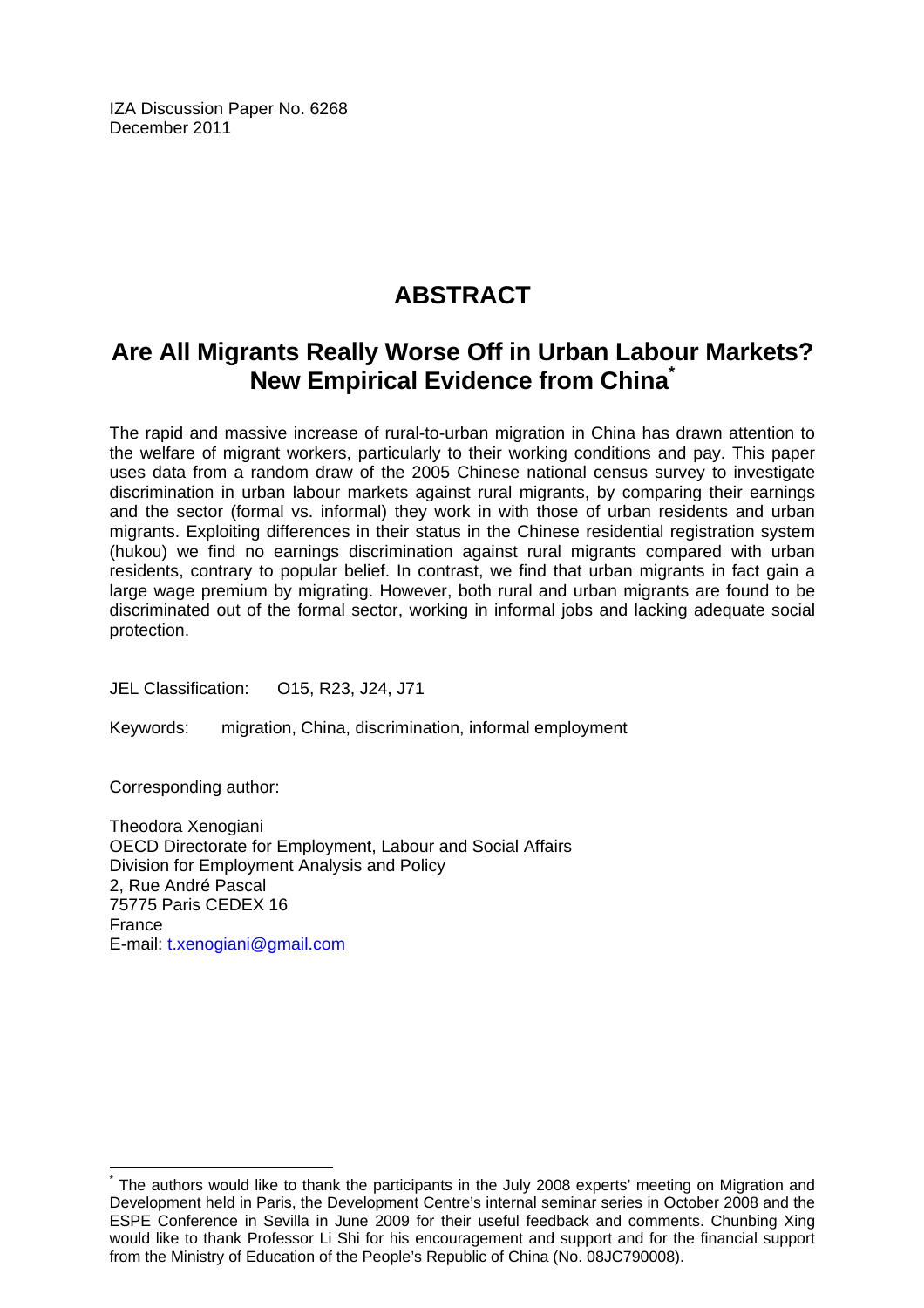IZA Discussion Paper No. 6268
December 2011

# ABSTRACT

## Are All Migrants Really Worse Off in Urban Labour Markets? New Empirical Evidence from China[*]

The rapid and massive increase of rural-to-urban migration in China has drawn attention to the welfare of migrant workers, particularly to their working conditions and pay. This paper uses data from a random draw of the 2005 Chinese national census survey to investigate discrimination in urban labour markets against rural migrants, by comparing their earnings and the sector (formal vs. informal) they work in with those of urban residents and urban migrants. Exploiting differences in their status in the Chinese residential registration system (hukou) we find no earnings discrimination against rural migrants compared with urban residents, contrary to popular belief. In contrast, we find that urban migrants in fact gain a large wage premium by migrating. However, both rural and urban migrants are found to be discriminated out of the formal sector, working in informal jobs and lacking adequate social protection.

JEL Classification: O15, R23, J24, J71

Keywords: migration, China, discrimination, informal employment

Corresponding author:

Theodora Xenogiani
OECD Directorate for Employment, Labour and Social Affairs
Division for Employment Analysis and Policy
2, Rue André Pascal
75775 Paris CEDEX 16
France
E-mail: t.xenogiani@gmail.com

[*] The authors would like to thank the participants in the July 2008 experts' meeting on Migration and Development held in Paris, the Development Centre's internal seminar series in October 2008 and the ESPE Conference in Sevilla in June 2009 for their useful feedback and comments. Chunbing Xing would like to thank Professor Li Shi for his encouragement and support and for the financial support from the Ministry of Education of the People's Republic of China (No. 08JC790008).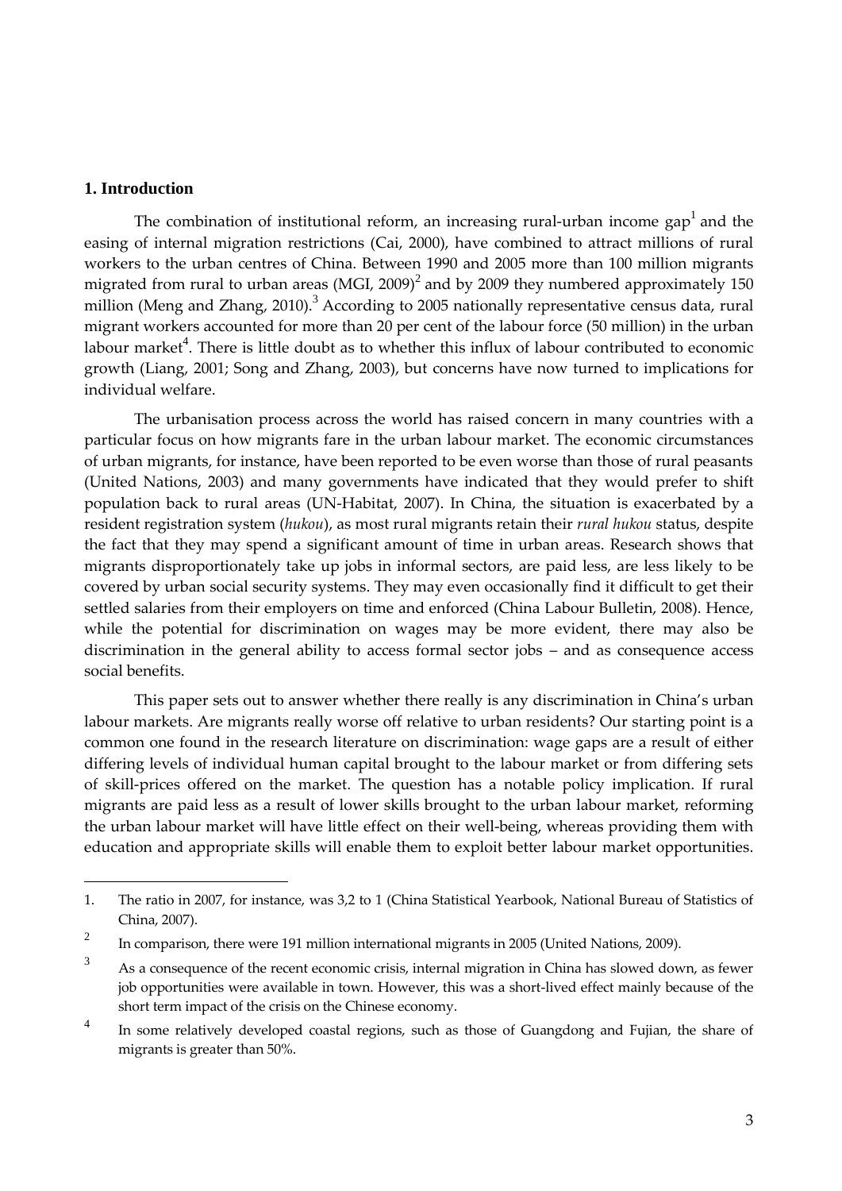## 1. Introduction

The combination of institutional reform, an increasing rural-urban income gap[1] and the easing of internal migration restrictions (Cai, 2000), have combined to attract millions of rural workers to the urban centres of China. Between 1990 and 2005 more than 100 million migrants migrated from rural to urban areas (MGI, 2009)[2] and by 2009 they numbered approximately 150 million (Meng and Zhang, 2010).[3] According to 2005 nationally representative census data, rural migrant workers accounted for more than 20 per cent of the labour force (50 million) in the urban labour market[4]. There is little doubt as to whether this influx of labour contributed to economic growth (Liang, 2001; Song and Zhang, 2003), but concerns have now turned to implications for individual welfare.

The urbanisation process across the world has raised concern in many countries with a particular focus on how migrants fare in the urban labour market. The economic circumstances of urban migrants, for instance, have been reported to be even worse than those of rural peasants (United Nations, 2003) and many governments have indicated that they would prefer to shift population back to rural areas (UN-Habitat, 2007). In China, the situation is exacerbated by a resident registration system (*hukou*), as most rural migrants retain their *rural hukou* status, despite the fact that they may spend a significant amount of time in urban areas. Research shows that migrants disproportionately take up jobs in informal sectors, are paid less, are less likely to be covered by urban social security systems. They may even occasionally find it difficult to get their settled salaries from their employers on time and enforced (China Labour Bulletin, 2008). Hence, while the potential for discrimination on wages may be more evident, there may also be discrimination in the general ability to access formal sector jobs – and as consequence access social benefits.

This paper sets out to answer whether there really is any discrimination in China's urban labour markets. Are migrants really worse off relative to urban residents? Our starting point is a common one found in the research literature on discrimination: wage gaps are a result of either differing levels of individual human capital brought to the labour market or from differing sets of skill-prices offered on the market. The question has a notable policy implication. If rural migrants are paid less as a result of lower skills brought to the urban labour market, reforming the urban labour market will have little effect on their well-being, whereas providing them with education and appropriate skills will enable them to exploit better labour market opportunities.

---

1. The ratio in 2007, for instance, was 3,2 to 1 (China Statistical Yearbook, National Bureau of Statistics of China, 2007).

2. In comparison, there were 191 million international migrants in 2005 (United Nations, 2009).

3. As a consequence of the recent economic crisis, internal migration in China has slowed down, as fewer job opportunities were available in town. However, this was a short-lived effect mainly because of the short term impact of the crisis on the Chinese economy.

4. In some relatively developed coastal regions, such as those of Guangdong and Fujian, the share of migrants is greater than 50%.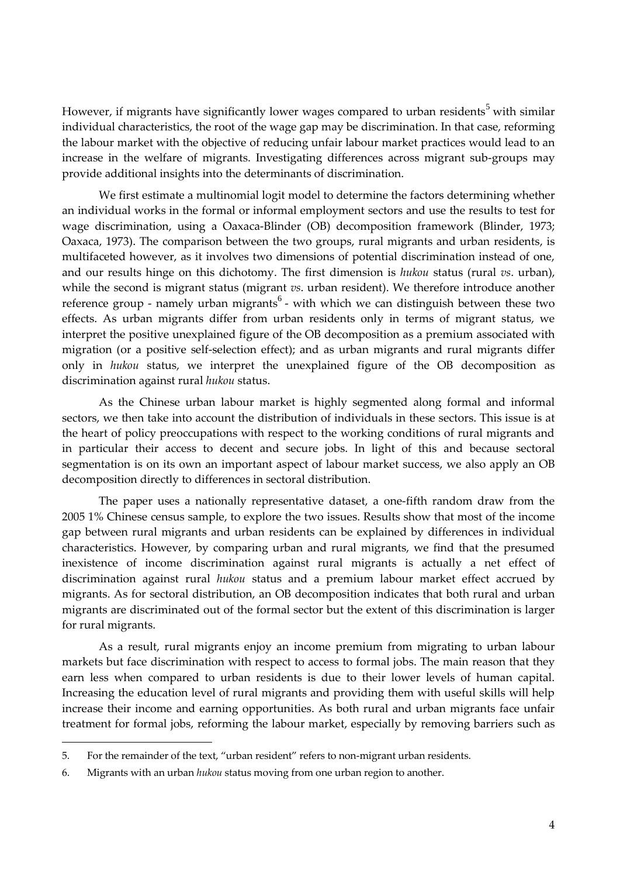However, if migrants have significantly lower wages compared to urban residents[5] with similar individual characteristics, the root of the wage gap may be discrimination. In that case, reforming the labour market with the objective of reducing unfair labour market practices would lead to an increase in the welfare of migrants. Investigating differences across migrant sub-groups may provide additional insights into the determinants of discrimination.

We first estimate a multinomial logit model to determine the factors determining whether an individual works in the formal or informal employment sectors and use the results to test for wage discrimination, using a Oaxaca-Blinder (OB) decomposition framework (Blinder, 1973; Oaxaca, 1973). The comparison between the two groups, rural migrants and urban residents, is multifaceted however, as it involves two dimensions of potential discrimination instead of one, and our results hinge on this dichotomy. The first dimension is *hukou* status (rural *vs*. urban), while the second is migrant status (migrant *vs*. urban resident). We therefore introduce another reference group - namely urban migrants[6] - with which we can distinguish between these two effects. As urban migrants differ from urban residents only in terms of migrant status, we interpret the positive unexplained figure of the OB decomposition as a premium associated with migration (or a positive self-selection effect); and as urban migrants and rural migrants differ only in *hukou* status, we interpret the unexplained figure of the OB decomposition as discrimination against rural *hukou* status.

As the Chinese urban labour market is highly segmented along formal and informal sectors, we then take into account the distribution of individuals in these sectors. This issue is at the heart of policy preoccupations with respect to the working conditions of rural migrants and in particular their access to decent and secure jobs. In light of this and because sectoral segmentation is on its own an important aspect of labour market success, we also apply an OB decomposition directly to differences in sectoral distribution.

The paper uses a nationally representative dataset, a one-fifth random draw from the 2005 1% Chinese census sample, to explore the two issues. Results show that most of the income gap between rural migrants and urban residents can be explained by differences in individual characteristics. However, by comparing urban and rural migrants, we find that the presumed inexistence of income discrimination against rural migrants is actually a net effect of discrimination against rural *hukou* status and a premium labour market effect accrued by migrants. As for sectoral distribution, an OB decomposition indicates that both rural and urban migrants are discriminated out of the formal sector but the extent of this discrimination is larger for rural migrants.

As a result, rural migrants enjoy an income premium from migrating to urban labour markets but face discrimination with respect to access to formal jobs. The main reason that they earn less when compared to urban residents is due to their lower levels of human capital. Increasing the education level of rural migrants and providing them with useful skills will help increase their income and earning opportunities. As both rural and urban migrants face unfair treatment for formal jobs, reforming the labour market, especially by removing barriers such as

5. For the remainder of the text, "urban resident" refers to non-migrant urban residents.

6. Migrants with an urban *hukou* status moving from one urban region to another.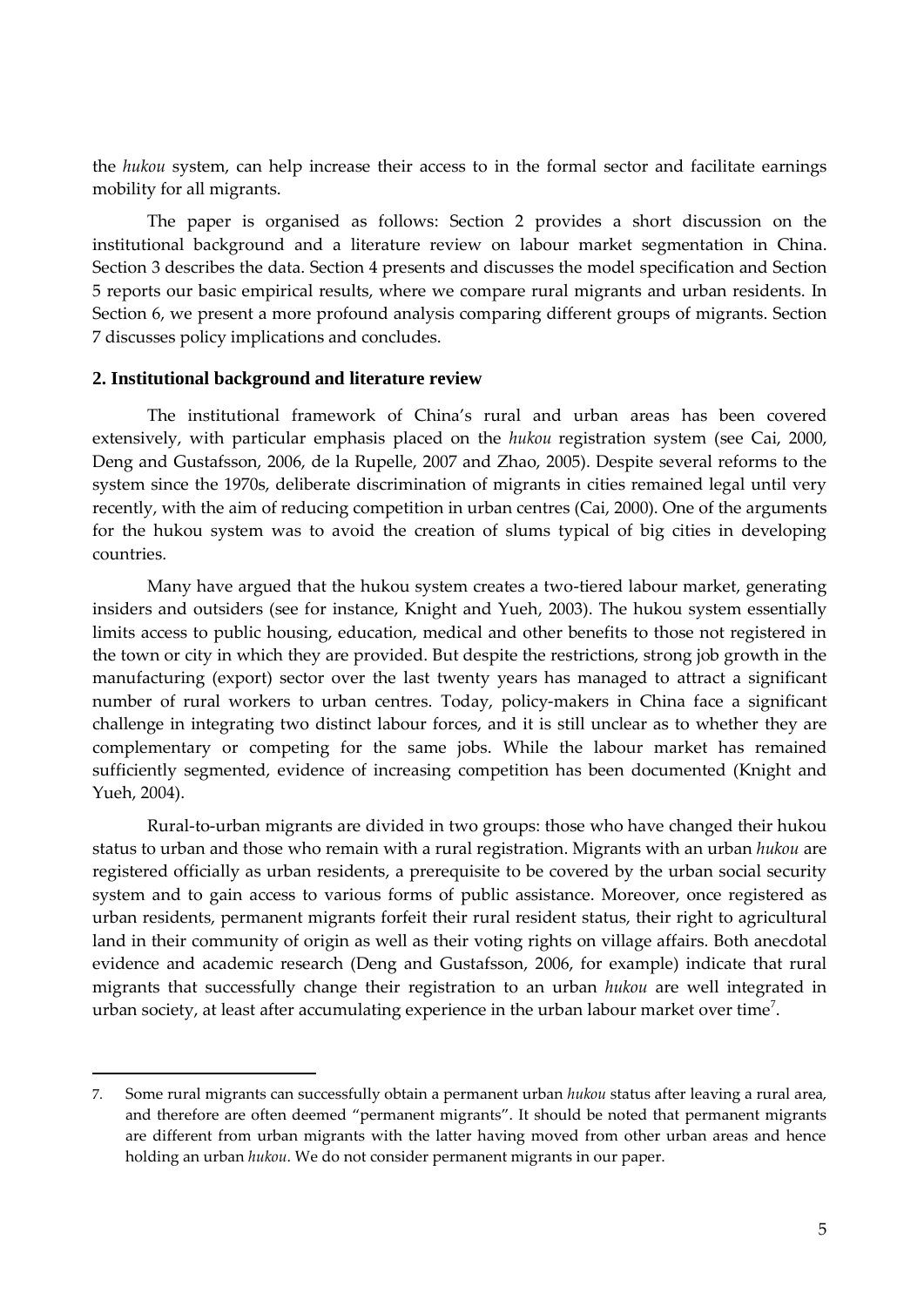the *hukou* system, can help increase their access to in the formal sector and facilitate earnings mobility for all migrants.

The paper is organised as follows: Section 2 provides a short discussion on the institutional background and a literature review on labour market segmentation in China. Section 3 describes the data. Section 4 presents and discusses the model specification and Section 5 reports our basic empirical results, where we compare rural migrants and urban residents. In Section 6, we present a more profound analysis comparing different groups of migrants. Section 7 discusses policy implications and concludes.

## 2. Institutional background and literature review

The institutional framework of China's rural and urban areas has been covered extensively, with particular emphasis placed on the *hukou* registration system (see Cai, 2000, Deng and Gustafsson, 2006, de la Rupelle, 2007 and Zhao, 2005). Despite several reforms to the system since the 1970s, deliberate discrimination of migrants in cities remained legal until very recently, with the aim of reducing competition in urban centres (Cai, 2000). One of the arguments for the hukou system was to avoid the creation of slums typical of big cities in developing countries.

Many have argued that the hukou system creates a two-tiered labour market, generating insiders and outsiders (see for instance, Knight and Yueh, 2003). The hukou system essentially limits access to public housing, education, medical and other benefits to those not registered in the town or city in which they are provided. But despite the restrictions, strong job growth in the manufacturing (export) sector over the last twenty years has managed to attract a significant number of rural workers to urban centres. Today, policy-makers in China face a significant challenge in integrating two distinct labour forces, and it is still unclear as to whether they are complementary or competing for the same jobs. While the labour market has remained sufficiently segmented, evidence of increasing competition has been documented (Knight and Yueh, 2004).

Rural-to-urban migrants are divided in two groups: those who have changed their hukou status to urban and those who remain with a rural registration. Migrants with an urban *hukou* are registered officially as urban residents, a prerequisite to be covered by the urban social security system and to gain access to various forms of public assistance. Moreover, once registered as urban residents, permanent migrants forfeit their rural resident status, their right to agricultural land in their community of origin as well as their voting rights on village affairs. Both anecdotal evidence and academic research (Deng and Gustafsson, 2006, for example) indicate that rural migrants that successfully change their registration to an urban *hukou* are well integrated in urban society, at least after accumulating experience in the urban labour market over time[7].

7. Some rural migrants can successfully obtain a permanent urban *hukou* status after leaving a rural area, and therefore are often deemed "permanent migrants". It should be noted that permanent migrants are different from urban migrants with the latter having moved from other urban areas and hence holding an urban *hukou*. We do not consider permanent migrants in our paper.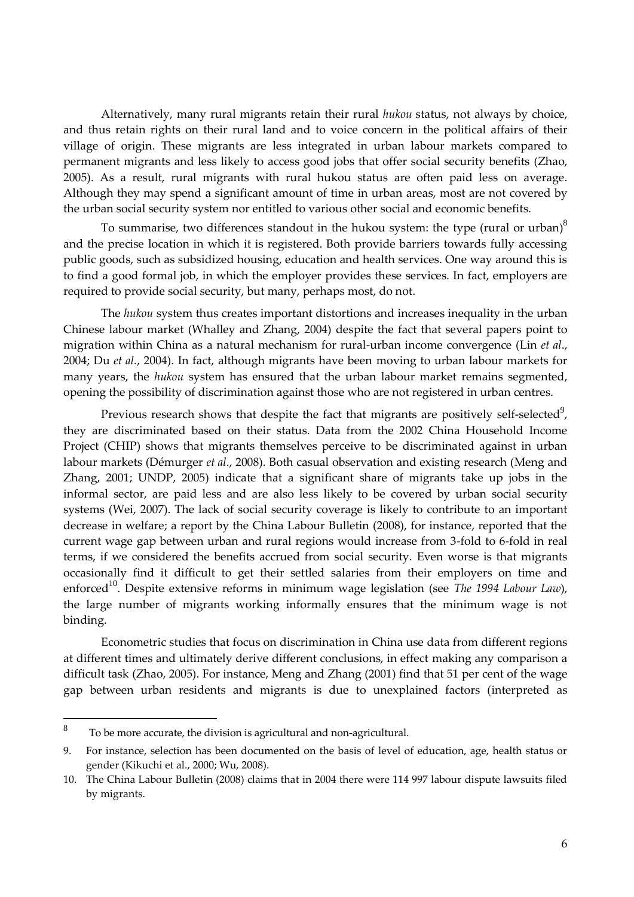Alternatively, many rural migrants retain their rural *hukou* status, not always by choice, and thus retain rights on their rural land and to voice concern in the political affairs of their village of origin. These migrants are less integrated in urban labour markets compared to permanent migrants and less likely to access good jobs that offer social security benefits (Zhao, 2005). As a result, rural migrants with rural hukou status are often paid less on average. Although they may spend a significant amount of time in urban areas, most are not covered by the urban social security system nor entitled to various other social and economic benefits.

To summarise, two differences standout in the hukou system: the type (rural or urban)[8] and the precise location in which it is registered. Both provide barriers towards fully accessing public goods, such as subsidized housing, education and health services. One way around this is to find a good formal job, in which the employer provides these services. In fact, employers are required to provide social security, but many, perhaps most, do not.

The *hukou* system thus creates important distortions and increases inequality in the urban Chinese labour market (Whalley and Zhang, 2004) despite the fact that several papers point to migration within China as a natural mechanism for rural-urban income convergence (Lin *et al*., 2004; Du *et al.*, 2004). In fact, although migrants have been moving to urban labour markets for many years, the *hukou* system has ensured that the urban labour market remains segmented, opening the possibility of discrimination against those who are not registered in urban centres.

Previous research shows that despite the fact that migrants are positively self-selected[9], they are discriminated based on their status. Data from the 2002 China Household Income Project (CHIP) shows that migrants themselves perceive to be discriminated against in urban labour markets (Démurger *et al*., 2008). Both casual observation and existing research (Meng and Zhang, 2001; UNDP, 2005) indicate that a significant share of migrants take up jobs in the informal sector, are paid less and are also less likely to be covered by urban social security systems (Wei, 2007). The lack of social security coverage is likely to contribute to an important decrease in welfare; a report by the China Labour Bulletin (2008), for instance, reported that the current wage gap between urban and rural regions would increase from 3-fold to 6-fold in real terms, if we considered the benefits accrued from social security. Even worse is that migrants occasionally find it difficult to get their settled salaries from their employers on time and enforced[10]. Despite extensive reforms in minimum wage legislation (see *The 1994 Labour Law*), the large number of migrants working informally ensures that the minimum wage is not binding.

Econometric studies that focus on discrimination in China use data from different regions at different times and ultimately derive different conclusions, in effect making any comparison a difficult task (Zhao, 2005). For instance, Meng and Zhang (2001) find that 51 per cent of the wage gap between urban residents and migrants is due to unexplained factors (interpreted as

---

8 To be more accurate, the division is agricultural and non-agricultural.

9. For instance, selection has been documented on the basis of level of education, age, health status or gender (Kikuchi et al., 2000; Wu, 2008).

10. The China Labour Bulletin (2008) claims that in 2004 there were 114 997 labour dispute lawsuits filed by migrants.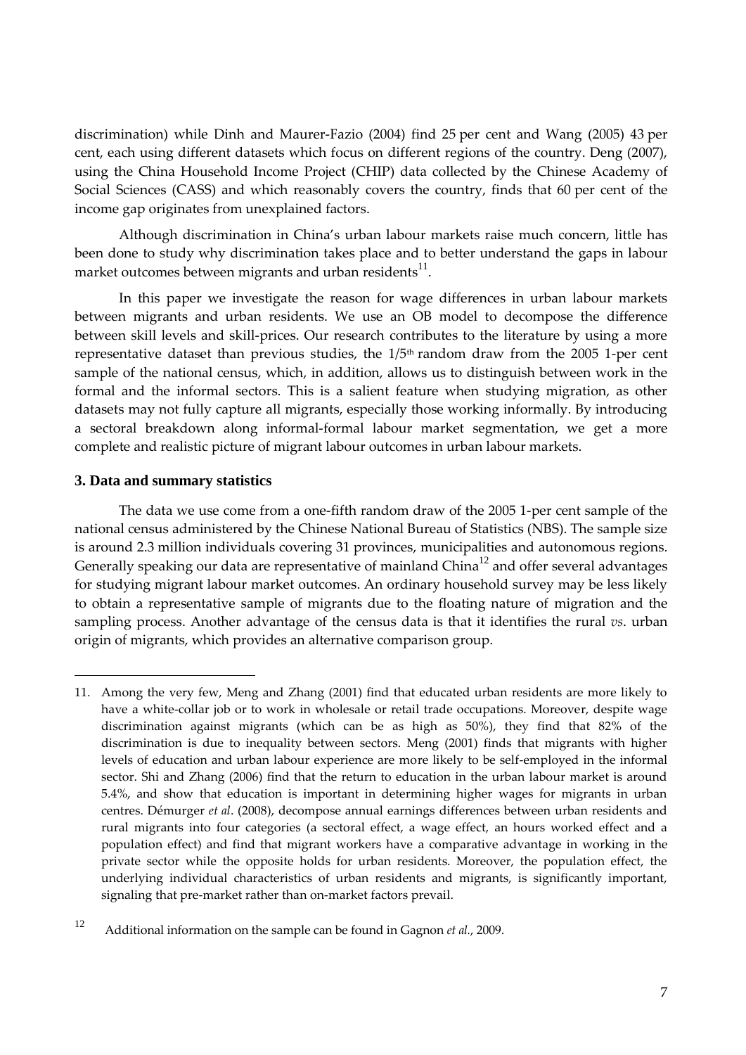discrimination) while Dinh and Maurer-Fazio (2004) find 25 per cent and Wang (2005) 43 per cent, each using different datasets which focus on different regions of the country. Deng (2007), using the China Household Income Project (CHIP) data collected by the Chinese Academy of Social Sciences (CASS) and which reasonably covers the country, finds that 60 per cent of the income gap originates from unexplained factors.

Although discrimination in China's urban labour markets raise much concern, little has been done to study why discrimination takes place and to better understand the gaps in labour market outcomes between migrants and urban residents[11].

In this paper we investigate the reason for wage differences in urban labour markets between migrants and urban residents. We use an OB model to decompose the difference between skill levels and skill-prices. Our research contributes to the literature by using a more representative dataset than previous studies, the 1/5th random draw from the 2005 1-per cent sample of the national census, which, in addition, allows us to distinguish between work in the formal and the informal sectors. This is a salient feature when studying migration, as other datasets may not fully capture all migrants, especially those working informally. By introducing a sectoral breakdown along informal-formal labour market segmentation, we get a more complete and realistic picture of migrant labour outcomes in urban labour markets.

### 3. Data and summary statistics

The data we use come from a one-fifth random draw of the 2005 1-per cent sample of the national census administered by the Chinese National Bureau of Statistics (NBS). The sample size is around 2.3 million individuals covering 31 provinces, municipalities and autonomous regions. Generally speaking our data are representative of mainland China[12] and offer several advantages for studying migrant labour market outcomes. An ordinary household survey may be less likely to obtain a representative sample of migrants due to the floating nature of migration and the sampling process. Another advantage of the census data is that it identifies the rural *vs*. urban origin of migrants, which provides an alternative comparison group.

---

11. Among the very few, Meng and Zhang (2001) find that educated urban residents are more likely to have a white-collar job or to work in wholesale or retail trade occupations. Moreover, despite wage discrimination against migrants (which can be as high as 50%), they find that 82% of the discrimination is due to inequality between sectors. Meng (2001) finds that migrants with higher levels of education and urban labour experience are more likely to be self-employed in the informal sector. Shi and Zhang (2006) find that the return to education in the urban labour market is around 5.4%, and show that education is important in determining higher wages for migrants in urban centres. Démurger *et al*. (2008), decompose annual earnings differences between urban residents and rural migrants into four categories (a sectoral effect, a wage effect, an hours worked effect and a population effect) and find that migrant workers have a comparative advantage in working in the private sector while the opposite holds for urban residents. Moreover, the population effect, the underlying individual characteristics of urban residents and migrants, is significantly important, signaling that pre-market rather than on-market factors prevail.

12. Additional information on the sample can be found in Gagnon *et al.*, 2009.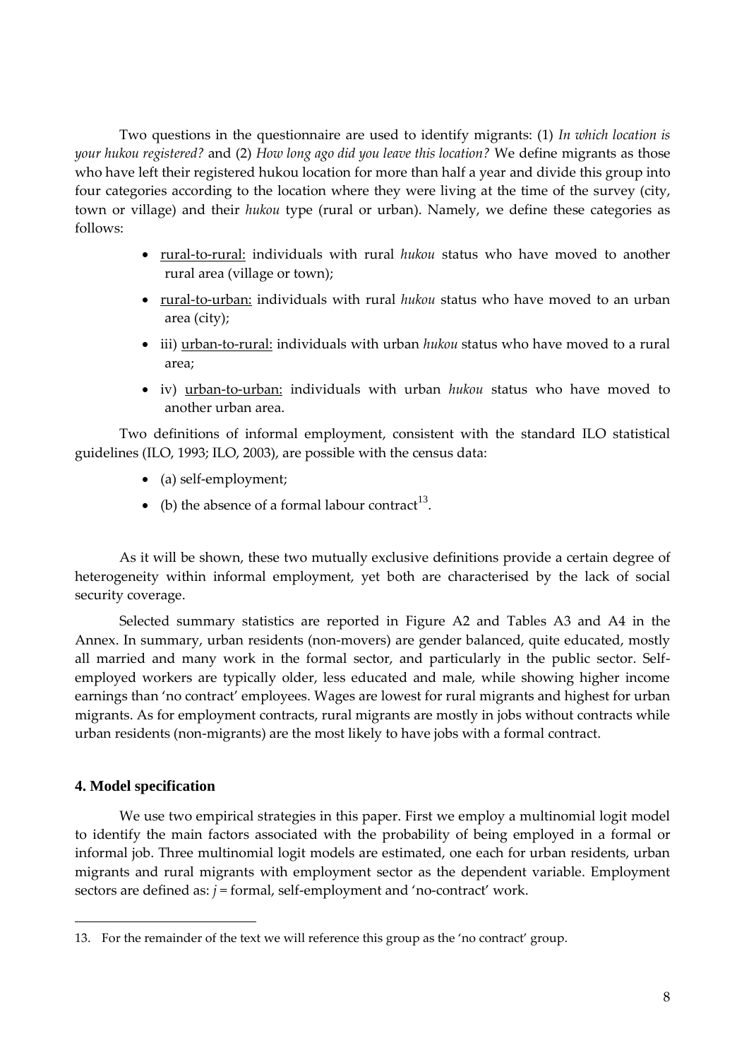Two questions in the questionnaire are used to identify migrants: (1) *In which location is your hukou registered?* and (2) *How long ago did you leave this location?* We define migrants as those who have left their registered hukou location for more than half a year and divide this group into four categories according to the location where they were living at the time of the survey (city, town or village) and their *hukou* type (rural or urban). Namely, we define these categories as follows:

- rural-to-rural: individuals with rural *hukou* status who have moved to another rural area (village or town);
- rural-to-urban: individuals with rural *hukou* status who have moved to an urban area (city);
- iii) urban-to-rural: individuals with urban *hukou* status who have moved to a rural area;
- iv) urban-to-urban: individuals with urban *hukou* status who have moved to another urban area.

Two definitions of informal employment, consistent with the standard ILO statistical guidelines (ILO, 1993; ILO, 2003), are possible with the census data:

- (a) self-employment;
- (b) the absence of a formal labour contract[13].

As it will be shown, these two mutually exclusive definitions provide a certain degree of heterogeneity within informal employment, yet both are characterised by the lack of social security coverage.

Selected summary statistics are reported in Figure A2 and Tables A3 and A4 in the Annex. In summary, urban residents (non-movers) are gender balanced, quite educated, mostly all married and many work in the formal sector, and particularly in the public sector. Self-employed workers are typically older, less educated and male, while showing higher income earnings than 'no contract' employees. Wages are lowest for rural migrants and highest for urban migrants. As for employment contracts, rural migrants are mostly in jobs without contracts while urban residents (non-migrants) are the most likely to have jobs with a formal contract.

## 4. Model specification

We use two empirical strategies in this paper. First we employ a multinomial logit model to identify the main factors associated with the probability of being employed in a formal or informal job. Three multinomial logit models are estimated, one each for urban residents, urban migrants and rural migrants with employment sector as the dependent variable. Employment sectors are defined as: $j$ = formal, self-employment and 'no-contract' work.

---

13. For the remainder of the text we will reference this group as the 'no contract' group.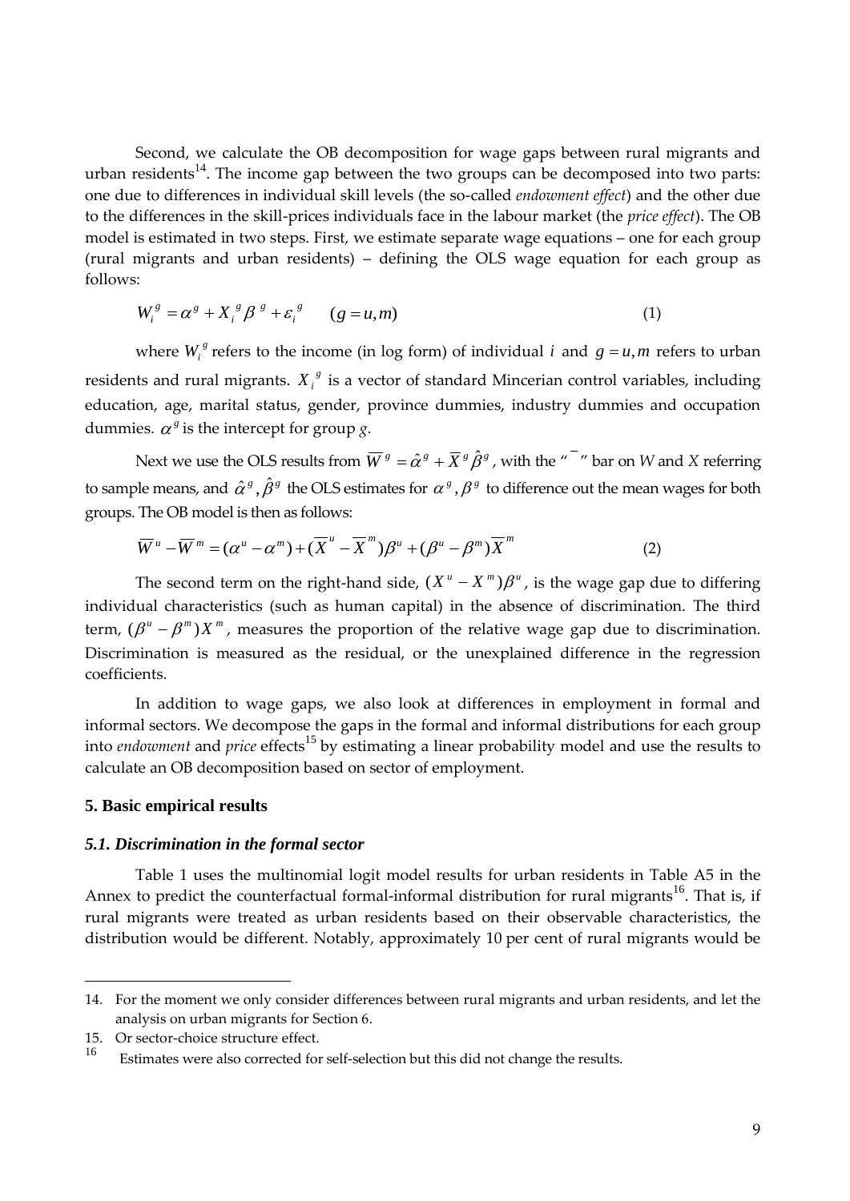Second, we calculate the OB decomposition for wage gaps between rural migrants and urban residents[14]. The income gap between the two groups can be decomposed into two parts: one due to differences in individual skill levels (the so-called *endowment effect*) and the other due to the differences in the skill-prices individuals face in the labour market (the *price effect*). The OB model is estimated in two steps. First, we estimate separate wage equations – one for each group (rural migrants and urban residents) – defining the OLS wage equation for each group as follows:

$$W_i^g = \alpha^g + X_i^g \beta^g + \varepsilon_i^g \qquad (g = u, m) \tag{1}$$

where $W_i^g$ refers to the income (in log form) of individual $i$ and $g = u, m$ refers to urban residents and rural migrants. $X_i^g$ is a vector of standard Mincerian control variables, including education, age, marital status, gender, province dummies, industry dummies and occupation dummies. $\alpha^g$ is the intercept for group *g*.

Next we use the OLS results from $\overline{W}^g = \hat{\alpha}^g + \overline{X}^g \hat{\beta}^g$, with the "$\bar{\ }$" bar on *W* and *X* referring to sample means, and $\hat{\alpha}^g, \hat{\beta}^g$ the OLS estimates for $\alpha^g, \beta^g$ to difference out the mean wages for both groups. The OB model is then as follows:

$$\overline{W}^u - \overline{W}^m = (\alpha^u - \alpha^m) + (\overline{X}^u - \overline{X}^m)\beta^u + (\beta^u - \beta^m)\overline{X}^m \tag{2}$$

The second term on the right-hand side, $(X^u - X^m)\beta^u$, is the wage gap due to differing individual characteristics (such as human capital) in the absence of discrimination. The third term, $(\beta^u - \beta^m)X^m$, measures the proportion of the relative wage gap due to discrimination. Discrimination is measured as the residual, or the unexplained difference in the regression coefficients.

In addition to wage gaps, we also look at differences in employment in formal and informal sectors. We decompose the gaps in the formal and informal distributions for each group into *endowment* and *price* effects[15] by estimating a linear probability model and use the results to calculate an OB decomposition based on sector of employment.

## 5. Basic empirical results

### *5.1. Discrimination in the formal sector*

Table 1 uses the multinomial logit model results for urban residents in Table A5 in the Annex to predict the counterfactual formal-informal distribution for rural migrants[16]. That is, if rural migrants were treated as urban residents based on their observable characteristics, the distribution would be different. Notably, approximately 10 per cent of rural migrants would be

---

14. For the moment we only consider differences between rural migrants and urban residents, and let the analysis on urban migrants for Section 6.

15. Or sector-choice structure effect.

16. Estimates were also corrected for self-selection but this did not change the results.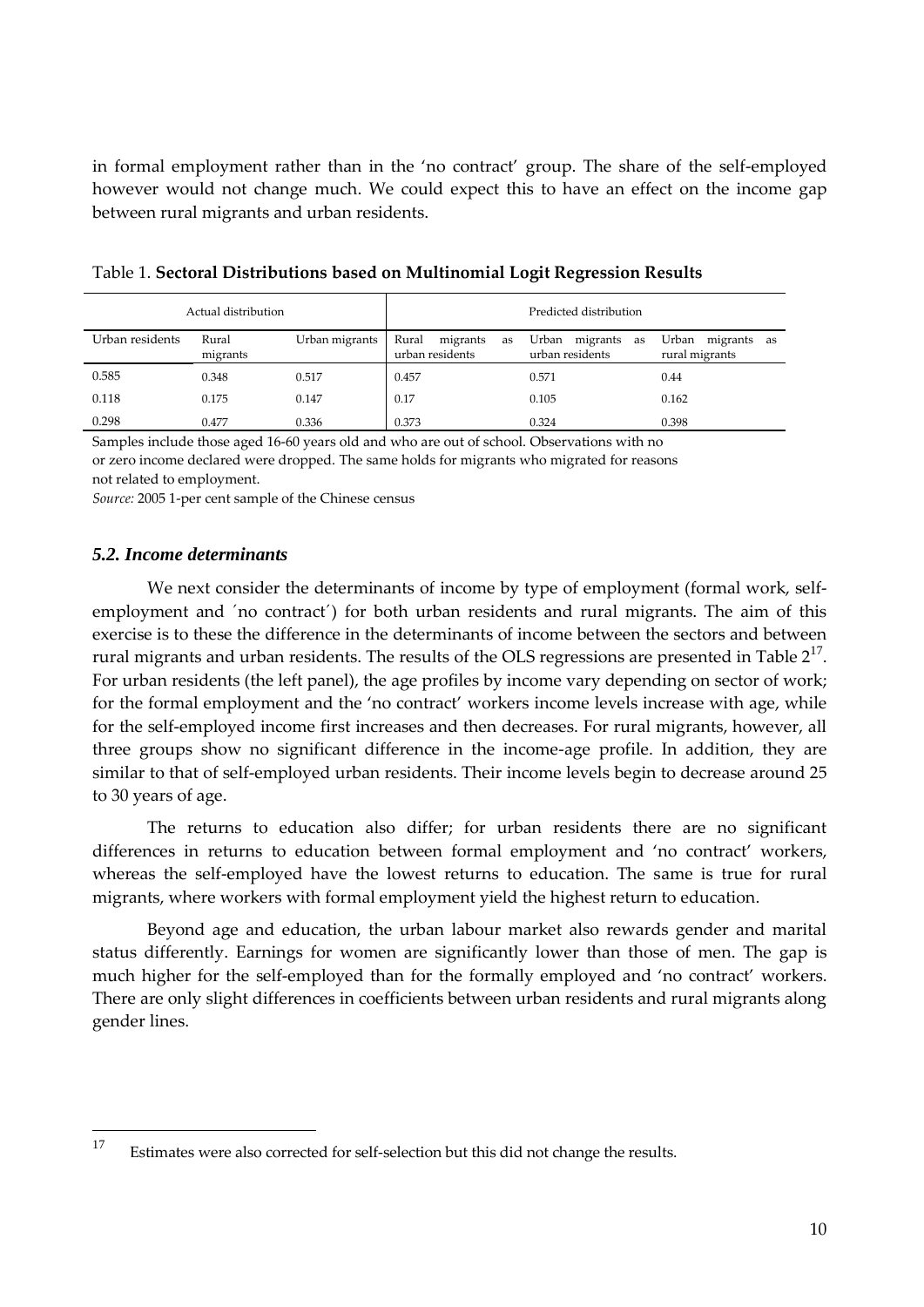in formal employment rather than in the 'no contract' group. The share of the self-employed however would not change much. We could expect this to have an effect on the income gap between rural migrants and urban residents.

Table 1. **Sectoral Distributions based on Multinomial Logit Regression Results**

| Actual distribution | | | Predicted distribution | | |
|---|---|---|---|---|---|
| Urban residents | Rural migrants | Urban migrants | Rural migrants as urban residents | Urban migrants as urban residents | Urban migrants as rural migrants |
| 0.585 | 0.348 | 0.517 | 0.457 | 0.571 | 0.44 |
| 0.118 | 0.175 | 0.147 | 0.17 | 0.105 | 0.162 |
| 0.298 | 0.477 | 0.336 | 0.373 | 0.324 | 0.398 |

Samples include those aged 16-60 years old and who are out of school. Observations with no or zero income declared were dropped. The same holds for migrants who migrated for reasons not related to employment.

*Source:* 2005 1-per cent sample of the Chinese census

### *5.2. Income determinants*

We next consider the determinants of income by type of employment (formal work, self-employment and ´no contract´) for both urban residents and rural migrants. The aim of this exercise is to these the difference in the determinants of income between the sectors and between rural migrants and urban residents. The results of the OLS regressions are presented in Table 2[17]. For urban residents (the left panel), the age profiles by income vary depending on sector of work; for the formal employment and the 'no contract' workers income levels increase with age, while for the self-employed income first increases and then decreases. For rural migrants, however, all three groups show no significant difference in the income-age profile. In addition, they are similar to that of self-employed urban residents. Their income levels begin to decrease around 25 to 30 years of age.

The returns to education also differ; for urban residents there are no significant differences in returns to education between formal employment and 'no contract' workers, whereas the self-employed have the lowest returns to education. The same is true for rural migrants, where workers with formal employment yield the highest return to education.

Beyond age and education, the urban labour market also rewards gender and marital status differently. Earnings for women are significantly lower than those of men. The gap is much higher for the self-employed than for the formally employed and 'no contract' workers. There are only slight differences in coefficients between urban residents and rural migrants along gender lines.

[17] Estimates were also corrected for self-selection but this did not change the results.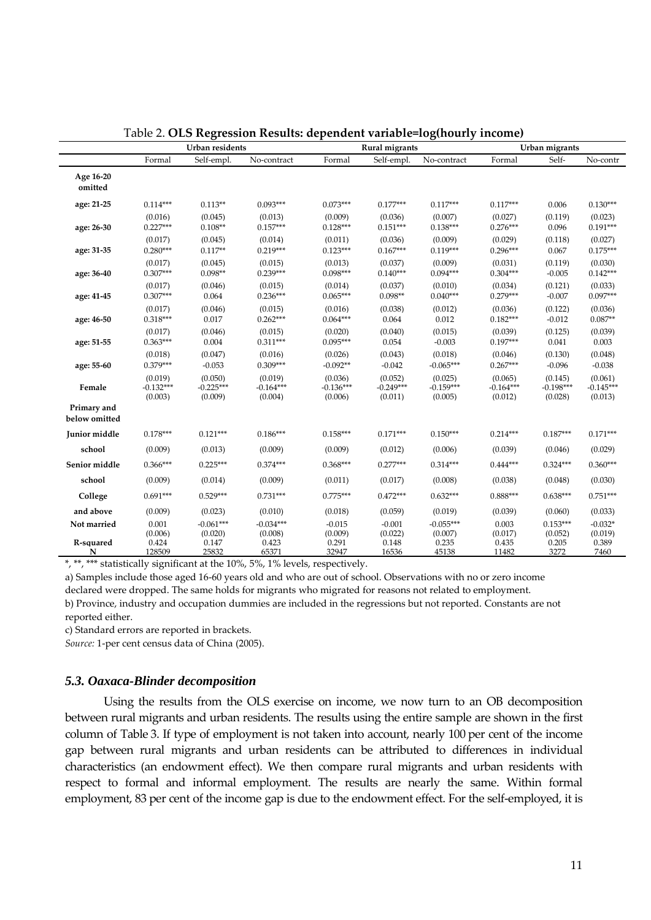Table 2. **OLS Regression Results: dependent variable=log(hourly income)**

| | Urban residents | | | Rural migrants | | | Urban migrants | | |
|---|---|---|---|---|---|---|---|---|---|
| | Formal | Self-empl. | No-contract | Formal | Self-empl. | No-contract | Formal | Self- | No-contr |
| **Age 16-20 omitted** | | | | | | | | | |
| **age: 21-25** | 0.114*** | 0.113** | 0.093*** | 0.073*** | 0.177*** | 0.117*** | 0.117*** | 0.006 | 0.130*** |
| | (0.016) | (0.045) | (0.013) | (0.009) | (0.036) | (0.007) | (0.027) | (0.119) | (0.023) |
| **age: 26-30** | 0.227*** | 0.108** | 0.157*** | 0.128*** | 0.151*** | 0.138*** | 0.276*** | 0.096 | 0.191*** |
| | (0.017) | (0.045) | (0.014) | (0.011) | (0.036) | (0.009) | (0.029) | (0.118) | (0.027) |
| **age: 31-35** | 0.280*** | 0.117** | 0.219*** | 0.123*** | 0.167*** | 0.119*** | 0.296*** | 0.067 | 0.175*** |
| | (0.017) | (0.045) | (0.015) | (0.013) | (0.037) | (0.009) | (0.031) | (0.119) | (0.030) |
| **age: 36-40** | 0.307*** | 0.098** | 0.239*** | 0.098*** | 0.140*** | 0.094*** | 0.304*** | -0.005 | 0.142*** |
| | (0.017) | (0.046) | (0.015) | (0.014) | (0.037) | (0.010) | (0.034) | (0.121) | (0.033) |
| **age: 41-45** | 0.307*** | 0.064 | 0.236*** | 0.065*** | 0.098** | 0.040*** | 0.279*** | -0.007 | 0.097*** |
| | (0.017) | (0.046) | (0.015) | (0.016) | (0.038) | (0.012) | (0.036) | (0.122) | (0.036) |
| **age: 46-50** | 0.318*** | 0.017 | 0.262*** | 0.064*** | 0.064 | 0.012 | 0.182*** | -0.012 | 0.087** |
| | (0.017) | (0.046) | (0.015) | (0.020) | (0.040) | (0.015) | (0.039) | (0.125) | (0.039) |
| **age: 51-55** | 0.363*** | 0.004 | 0.311*** | 0.095*** | 0.054 | -0.003 | 0.197*** | 0.041 | 0.003 |
| | (0.018) | (0.047) | (0.016) | (0.026) | (0.043) | (0.018) | (0.046) | (0.130) | (0.048) |
| **age: 55-60** | 0.379*** | -0.053 | 0.309*** | -0.092** | -0.042 | -0.065*** | 0.267*** | -0.096 | -0.038 |
| | (0.019) | (0.050) | (0.019) | (0.036) | (0.052) | (0.025) | (0.065) | (0.145) | (0.061) |
| **Female** | -0.132*** | -0.225*** | -0.164*** | -0.136*** | -0.249*** | -0.159*** | -0.164*** | -0.198*** | -0.145*** |
| | (0.003) | (0.009) | (0.004) | (0.006) | (0.011) | (0.005) | (0.012) | (0.028) | (0.013) |
| **Primary and below omitted** | | | | | | | | | |
| **Junior middle school** | 0.178*** | 0.121*** | 0.186*** | 0.158*** | 0.171*** | 0.150*** | 0.214*** | 0.187*** | 0.171*** |
| | (0.009) | (0.013) | (0.009) | (0.009) | (0.012) | (0.006) | (0.039) | (0.046) | (0.029) |
| **Senior middle school** | 0.366*** | 0.225*** | 0.374*** | 0.368*** | 0.277*** | 0.314*** | 0.444*** | 0.324*** | 0.360*** |
| | (0.009) | (0.014) | (0.009) | (0.011) | (0.017) | (0.008) | (0.038) | (0.048) | (0.030) |
| **College and above** | 0.691*** | 0.529*** | 0.731*** | 0.775*** | 0.472*** | 0.632*** | 0.888*** | 0.638*** | 0.751*** |
| | (0.009) | (0.023) | (0.010) | (0.018) | (0.059) | (0.019) | (0.039) | (0.060) | (0.033) |
| **Not married** | 0.001 | -0.061*** | -0.034*** | -0.015 | -0.001 | -0.055*** | 0.003 | 0.153*** | -0.032* |
| | (0.006) | (0.020) | (0.008) | (0.009) | (0.022) | (0.007) | (0.017) | (0.052) | (0.019) |
| **R-squared** | 0.424 | 0.147 | 0.423 | 0.291 | 0.148 | 0.235 | 0.435 | 0.205 | 0.389 |
| **N** | 128509 | 25832 | 65371 | 32947 | 16536 | 45138 | 11482 | 3272 | 7460 |

*, **, *** statistically significant at the 10%, 5%, 1% levels, respectively.

a) Samples include those aged 16-60 years old and who are out of school. Observations with no or zero income declared were dropped. The same holds for migrants who migrated for reasons not related to employment.

b) Province, industry and occupation dummies are included in the regressions but not reported. Constants are not reported either.

c) Standard errors are reported in brackets.

*Source:* 1-per cent census data of China (2005).

### *5.3. Oaxaca-Blinder decomposition*

Using the results from the OLS exercise on income, we now turn to an OB decomposition between rural migrants and urban residents. The results using the entire sample are shown in the first column of Table 3. If type of employment is not taken into account, nearly 100 per cent of the income gap between rural migrants and urban residents can be attributed to differences in individual characteristics (an endowment effect). We then compare rural migrants and urban residents with respect to formal and informal employment. The results are nearly the same. Within formal employment, 83 per cent of the income gap is due to the endowment effect. For the self-employed, it is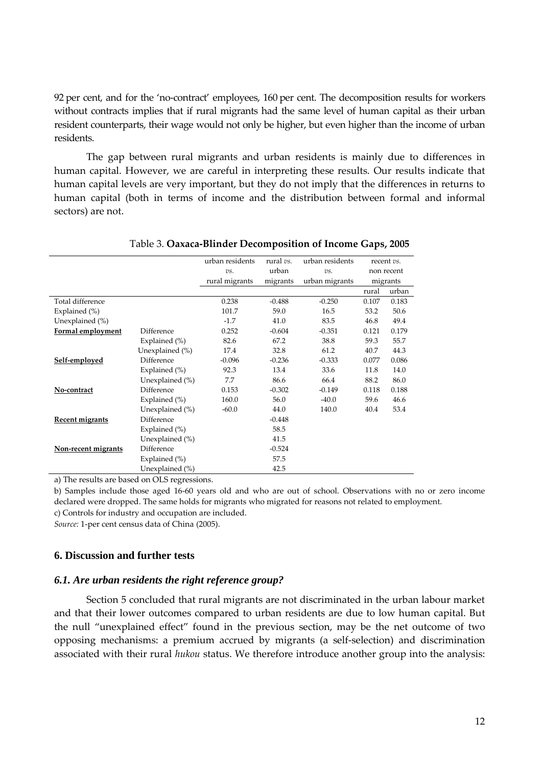92 per cent, and for the 'no-contract' employees, 160 per cent. The decomposition results for workers without contracts implies that if rural migrants had the same level of human capital as their urban resident counterparts, their wage would not only be higher, but even higher than the income of urban residents.

The gap between rural migrants and urban residents is mainly due to differences in human capital. However, we are careful in interpreting these results. Our results indicate that human capital levels are very important, but they do not imply that the differences in returns to human capital (both in terms of income and the distribution between formal and informal sectors) are not.

Table 3. **Oaxaca-Blinder Decomposition of Income Gaps, 2005**

| | | urban residents *vs.* rural migrants | rural *vs.* urban migrants | urban residents *vs.* urban migrants | recent *vs.* non recent migrants | |
|---|---|---|---|---|---|---|
| | | | | | rural | urban |
| Total difference | | 0.238 | -0.488 | -0.250 | 0.107 | 0.183 |
| Explained (%) | | 101.7 | 59.0 | 16.5 | 53.2 | 50.6 |
| Unexplained (%) | | -1.7 | 41.0 | 83.5 | 46.8 | 49.4 |
| **Formal employment** | Difference | 0.252 | -0.604 | -0.351 | 0.121 | 0.179 |
| | Explained (%) | 82.6 | 67.2 | 38.8 | 59.3 | 55.7 |
| | Unexplained (%) | 17.4 | 32.8 | 61.2 | 40.7 | 44.3 |
| **Self-employed** | Difference | -0.096 | -0.236 | -0.333 | 0.077 | 0.086 |
| | Explained (%) | 92.3 | 13.4 | 33.6 | 11.8 | 14.0 |
| | Unexplained (%) | 7.7 | 86.6 | 66.4 | 88.2 | 86.0 |
| **No-contract** | Difference | 0.153 | -0.302 | -0.149 | 0.118 | 0.188 |
| | Explained (%) | 160.0 | 56.0 | -40.0 | 59.6 | 46.6 |
| | Unexplained (%) | -60.0 | 44.0 | 140.0 | 40.4 | 53.4 |
| **Recent migrants** | Difference | | -0.448 | | | |
| | Explained (%) | | 58.5 | | | |
| | Unexplained (%) | | 41.5 | | | |
| **Non-recent migrants** | Difference | | -0.524 | | | |
| | Explained (%) | | 57.5 | | | |
| | Unexplained (%) | | 42.5 | | | |

a) The results are based on OLS regressions.

b) Samples include those aged 16-60 years old and who are out of school. Observations with no or zero income declared were dropped. The same holds for migrants who migrated for reasons not related to employment.

c) Controls for industry and occupation are included.

*Source:* 1-per cent census data of China (2005).

## 6. Discussion and further tests

### *6.1. Are urban residents the right reference group?*

Section 5 concluded that rural migrants are not discriminated in the urban labour market and that their lower outcomes compared to urban residents are due to low human capital. But the null "unexplained effect" found in the previous section, may be the net outcome of two opposing mechanisms: a premium accrued by migrants (a self-selection) and discrimination associated with their rural *hukou* status. We therefore introduce another group into the analysis: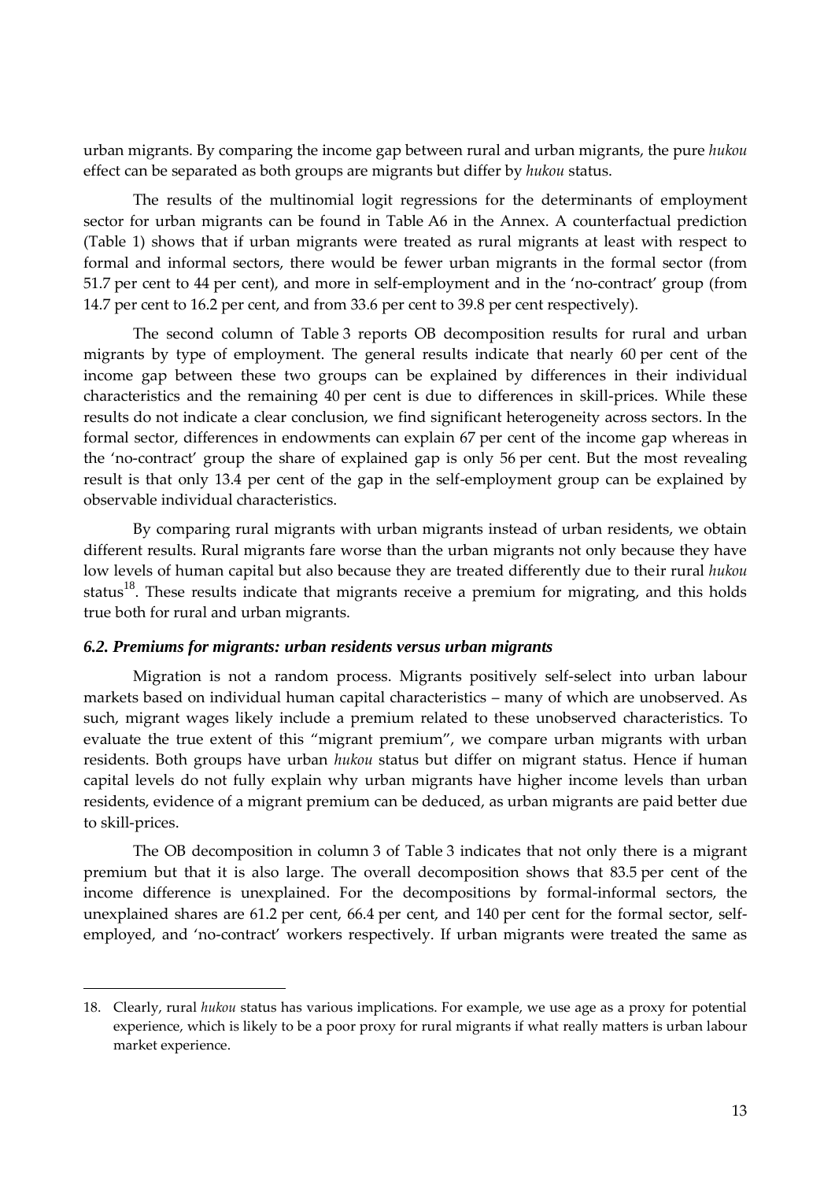urban migrants. By comparing the income gap between rural and urban migrants, the pure *hukou* effect can be separated as both groups are migrants but differ by *hukou* status.

The results of the multinomial logit regressions for the determinants of employment sector for urban migrants can be found in Table A6 in the Annex. A counterfactual prediction (Table 1) shows that if urban migrants were treated as rural migrants at least with respect to formal and informal sectors, there would be fewer urban migrants in the formal sector (from 51.7 per cent to 44 per cent), and more in self-employment and in the 'no-contract' group (from 14.7 per cent to 16.2 per cent, and from 33.6 per cent to 39.8 per cent respectively).

The second column of Table 3 reports OB decomposition results for rural and urban migrants by type of employment. The general results indicate that nearly 60 per cent of the income gap between these two groups can be explained by differences in their individual characteristics and the remaining 40 per cent is due to differences in skill-prices. While these results do not indicate a clear conclusion, we find significant heterogeneity across sectors. In the formal sector, differences in endowments can explain 67 per cent of the income gap whereas in the 'no-contract' group the share of explained gap is only 56 per cent. But the most revealing result is that only 13.4 per cent of the gap in the self-employment group can be explained by observable individual characteristics.

By comparing rural migrants with urban migrants instead of urban residents, we obtain different results. Rural migrants fare worse than the urban migrants not only because they have low levels of human capital but also because they are treated differently due to their rural *hukou* status[18]. These results indicate that migrants receive a premium for migrating, and this holds true both for rural and urban migrants.

### *6.2. Premiums for migrants: urban residents versus urban migrants*

Migration is not a random process. Migrants positively self-select into urban labour markets based on individual human capital characteristics – many of which are unobserved. As such, migrant wages likely include a premium related to these unobserved characteristics. To evaluate the true extent of this "migrant premium", we compare urban migrants with urban residents. Both groups have urban *hukou* status but differ on migrant status. Hence if human capital levels do not fully explain why urban migrants have higher income levels than urban residents, evidence of a migrant premium can be deduced, as urban migrants are paid better due to skill-prices.

The OB decomposition in column 3 of Table 3 indicates that not only there is a migrant premium but that it is also large. The overall decomposition shows that 83.5 per cent of the income difference is unexplained. For the decompositions by formal-informal sectors, the unexplained shares are 61.2 per cent, 66.4 per cent, and 140 per cent for the formal sector, self-employed, and 'no-contract' workers respectively. If urban migrants were treated the same as

---

18. Clearly, rural *hukou* status has various implications. For example, we use age as a proxy for potential experience, which is likely to be a poor proxy for rural migrants if what really matters is urban labour market experience.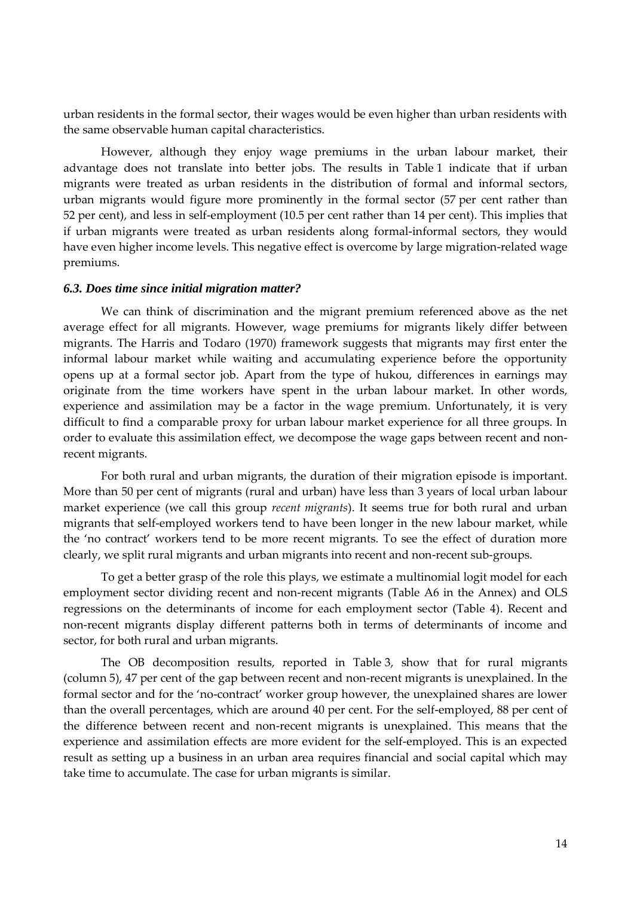urban residents in the formal sector, their wages would be even higher than urban residents with the same observable human capital characteristics.

However, although they enjoy wage premiums in the urban labour market, their advantage does not translate into better jobs. The results in Table 1 indicate that if urban migrants were treated as urban residents in the distribution of formal and informal sectors, urban migrants would figure more prominently in the formal sector (57 per cent rather than 52 per cent), and less in self-employment (10.5 per cent rather than 14 per cent). This implies that if urban migrants were treated as urban residents along formal-informal sectors, they would have even higher income levels. This negative effect is overcome by large migration-related wage premiums.

### *6.3. Does time since initial migration matter?*

We can think of discrimination and the migrant premium referenced above as the net average effect for all migrants. However, wage premiums for migrants likely differ between migrants. The Harris and Todaro (1970) framework suggests that migrants may first enter the informal labour market while waiting and accumulating experience before the opportunity opens up at a formal sector job. Apart from the type of hukou, differences in earnings may originate from the time workers have spent in the urban labour market. In other words, experience and assimilation may be a factor in the wage premium. Unfortunately, it is very difficult to find a comparable proxy for urban labour market experience for all three groups. In order to evaluate this assimilation effect, we decompose the wage gaps between recent and non-recent migrants.

For both rural and urban migrants, the duration of their migration episode is important. More than 50 per cent of migrants (rural and urban) have less than 3 years of local urban labour market experience (we call this group *recent migrants*). It seems true for both rural and urban migrants that self-employed workers tend to have been longer in the new labour market, while the 'no contract' workers tend to be more recent migrants. To see the effect of duration more clearly, we split rural migrants and urban migrants into recent and non-recent sub-groups.

To get a better grasp of the role this plays, we estimate a multinomial logit model for each employment sector dividing recent and non-recent migrants (Table A6 in the Annex) and OLS regressions on the determinants of income for each employment sector (Table 4). Recent and non-recent migrants display different patterns both in terms of determinants of income and sector, for both rural and urban migrants.

The OB decomposition results, reported in Table 3, show that for rural migrants (column 5), 47 per cent of the gap between recent and non-recent migrants is unexplained. In the formal sector and for the 'no-contract' worker group however, the unexplained shares are lower than the overall percentages, which are around 40 per cent. For the self-employed, 88 per cent of the difference between recent and non-recent migrants is unexplained. This means that the experience and assimilation effects are more evident for the self-employed. This is an expected result as setting up a business in an urban area requires financial and social capital which may take time to accumulate. The case for urban migrants is similar.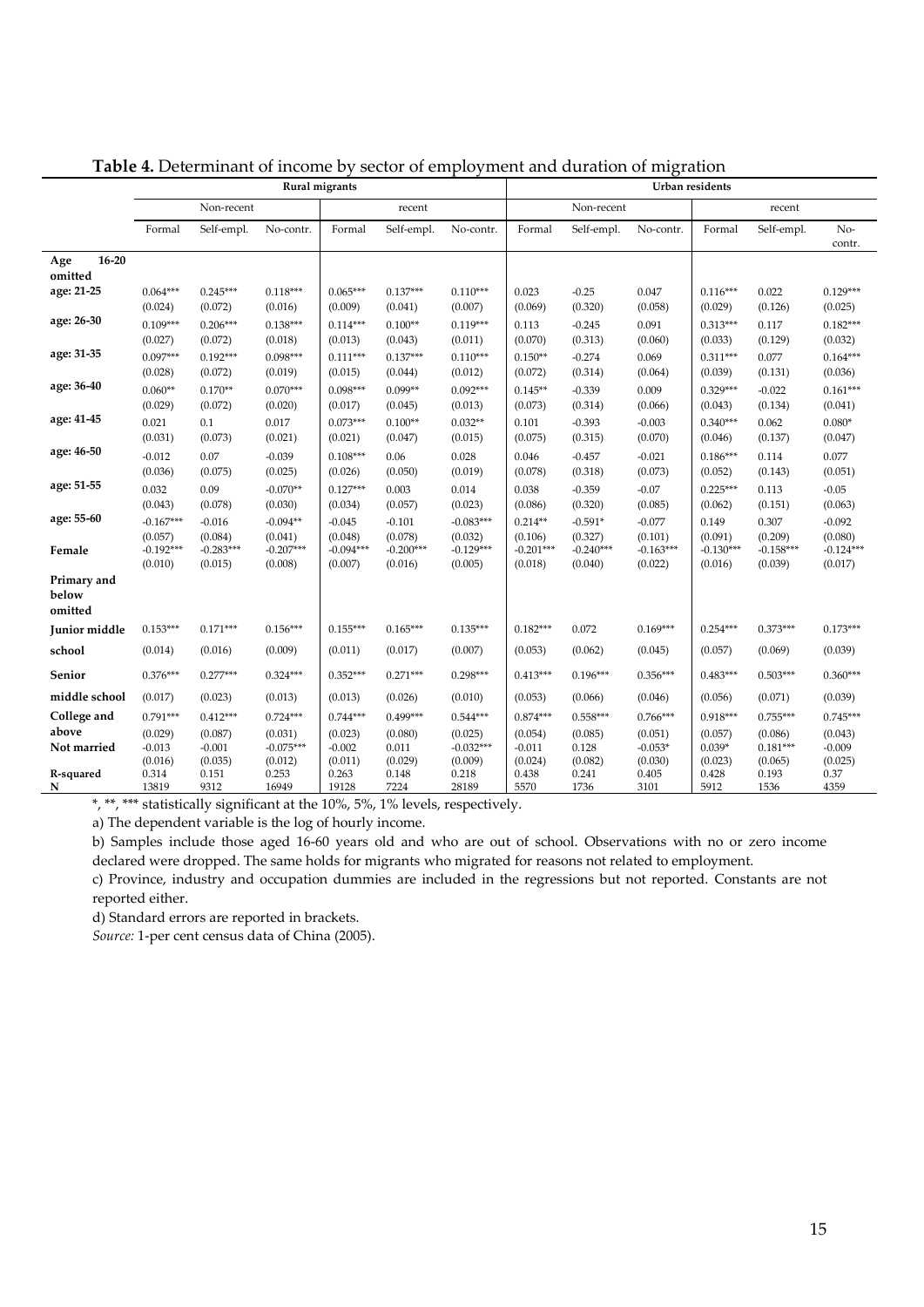**Table 4.** Determinant of income by sector of employment and duration of migration

| | Rural migrants | | | | | | Urban residents | | | | | |
|---|---|---|---|---|---|---|---|---|---|---|---|---|
| | Non-recent | | | recent | | | Non-recent | | | recent | | |
| | Formal | Self-empl. | No-contr. | Formal | Self-empl. | No-contr. | Formal | Self-empl. | No-contr. | Formal | Self-empl. | No-contr. |
| **Age 16-20 omitted** | | | | | | | | | | | | |
| **age: 21-25** | 0.064*** | 0.245*** | 0.118*** | 0.065*** | 0.137*** | 0.110*** | 0.023 | -0.25 | 0.047 | 0.116*** | 0.022 | 0.129*** |
| | (0.024) | (0.072) | (0.016) | (0.009) | (0.041) | (0.007) | (0.069) | (0.320) | (0.058) | (0.029) | (0.126) | (0.025) |
| **age: 26-30** | 0.109*** | 0.206*** | 0.138*** | 0.114*** | 0.100** | 0.119*** | 0.113 | -0.245 | 0.091 | 0.313*** | 0.117 | 0.182*** |
| | (0.027) | (0.072) | (0.018) | (0.013) | (0.043) | (0.011) | (0.070) | (0.313) | (0.060) | (0.033) | (0.129) | (0.032) |
| **age: 31-35** | 0.097*** | 0.192*** | 0.098*** | 0.111*** | 0.137*** | 0.110*** | 0.150** | -0.274 | 0.069 | 0.311*** | 0.077 | 0.164*** |
| | (0.028) | (0.072) | (0.019) | (0.015) | (0.044) | (0.012) | (0.072) | (0.314) | (0.064) | (0.039) | (0.131) | (0.036) |
| **age: 36-40** | 0.060** | 0.170** | 0.070*** | 0.098*** | 0.099** | 0.092*** | 0.145** | -0.339 | 0.009 | 0.329*** | -0.022 | 0.161*** |
| | (0.029) | (0.072) | (0.020) | (0.017) | (0.045) | (0.013) | (0.073) | (0.314) | (0.066) | (0.043) | (0.134) | (0.041) |
| **age: 41-45** | 0.021 | 0.1 | 0.017 | 0.073*** | 0.100** | 0.032** | 0.101 | -0.393 | -0.003 | 0.340*** | 0.062 | 0.080* |
| | (0.031) | (0.073) | (0.021) | (0.021) | (0.047) | (0.015) | (0.075) | (0.315) | (0.070) | (0.046) | (0.137) | (0.047) |
| **age: 46-50** | -0.012 | 0.07 | -0.039 | 0.108*** | 0.06 | 0.028 | 0.046 | -0.457 | -0.021 | 0.186*** | 0.114 | 0.077 |
| | (0.036) | (0.075) | (0.025) | (0.026) | (0.050) | (0.019) | (0.078) | (0.318) | (0.073) | (0.052) | (0.143) | (0.051) |
| **age: 51-55** | 0.032 | 0.09 | -0.070** | 0.127*** | 0.003 | 0.014 | 0.038 | -0.359 | -0.07 | 0.225*** | 0.113 | -0.05 |
| | (0.043) | (0.078) | (0.030) | (0.034) | (0.057) | (0.023) | (0.086) | (0.320) | (0.085) | (0.062) | (0.151) | (0.063) |
| **age: 55-60** | -0.167*** | -0.016 | -0.094** | -0.045 | -0.101 | -0.083*** | 0.214** | -0.591* | -0.077 | 0.149 | 0.307 | -0.092 |
| | (0.057) | (0.084) | (0.041) | (0.048) | (0.078) | (0.032) | (0.106) | (0.327) | (0.101) | (0.091) | (0.209) | (0.080) |
| **Female** | -0.192*** | -0.283*** | -0.207*** | -0.094*** | -0.200*** | -0.129*** | -0.201*** | -0.240*** | -0.163*** | -0.130*** | -0.158*** | -0.124*** |
| | (0.010) | (0.015) | (0.008) | (0.007) | (0.016) | (0.005) | (0.018) | (0.040) | (0.022) | (0.016) | (0.039) | (0.017) |
| **Primary and below omitted** | | | | | | | | | | | | |
| **Junior middle school** | 0.153*** | 0.171*** | 0.156*** | 0.155*** | 0.165*** | 0.135*** | 0.182*** | 0.072 | 0.169*** | 0.254*** | 0.373*** | 0.173*** |
| | (0.014) | (0.016) | (0.009) | (0.011) | (0.017) | (0.007) | (0.053) | (0.062) | (0.045) | (0.057) | (0.069) | (0.039) |
| **Senior middle school** | 0.376*** | 0.277*** | 0.324*** | 0.352*** | 0.271*** | 0.298*** | 0.413*** | 0.196*** | 0.356*** | 0.483*** | 0.503*** | 0.360*** |
| | (0.017) | (0.023) | (0.013) | (0.013) | (0.026) | (0.010) | (0.053) | (0.066) | (0.046) | (0.056) | (0.071) | (0.039) |
| **College and above** | 0.791*** | 0.412*** | 0.724*** | 0.744*** | 0.499*** | 0.544*** | 0.874*** | 0.558*** | 0.766*** | 0.918*** | 0.755*** | 0.745*** |
| | (0.029) | (0.087) | (0.031) | (0.023) | (0.080) | (0.025) | (0.054) | (0.085) | (0.051) | (0.057) | (0.086) | (0.043) |
| **Not married** | -0.013 | -0.001 | -0.075*** | -0.002 | 0.011 | -0.032*** | -0.011 | 0.128 | -0.053* | 0.039* | 0.181*** | -0.009 |
| | (0.016) | (0.035) | (0.012) | (0.011) | (0.029) | (0.009) | (0.024) | (0.082) | (0.030) | (0.023) | (0.065) | (0.025) |
| **R-squared** | 0.314 | 0.151 | 0.253 | 0.263 | 0.148 | 0.218 | 0.438 | 0.241 | 0.405 | 0.428 | 0.193 | 0.37 |
| **N** | 13819 | 9312 | 16949 | 19128 | 7224 | 28189 | 5570 | 1736 | 3101 | 5912 | 1536 | 4359 |

*, **, *** statistically significant at the 10%, 5%, 1% levels, respectively.

a) The dependent variable is the log of hourly income.

b) Samples include those aged 16-60 years old and who are out of school. Observations with no or zero income declared were dropped. The same holds for migrants who migrated for reasons not related to employment.

c) Province, industry and occupation dummies are included in the regressions but not reported. Constants are not reported either.

d) Standard errors are reported in brackets.

*Source:* 1-per cent census data of China (2005).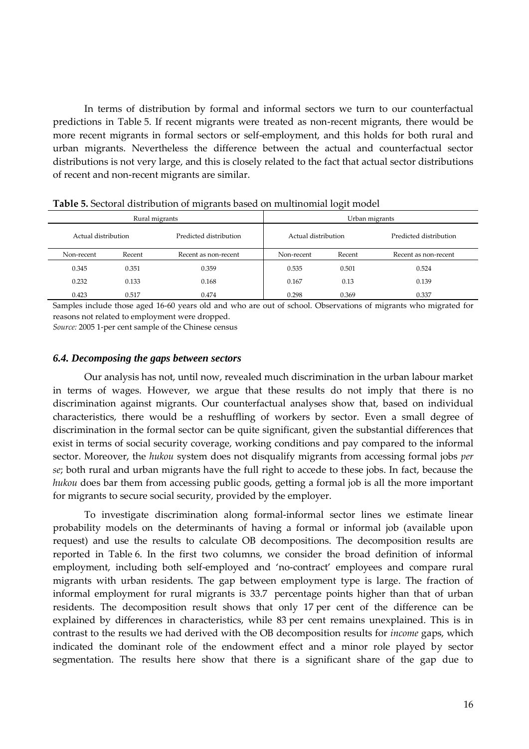In terms of distribution by formal and informal sectors we turn to our counterfactual predictions in Table 5. If recent migrants were treated as non-recent migrants, there would be more recent migrants in formal sectors or self-employment, and this holds for both rural and urban migrants. Nevertheless the difference between the actual and counterfactual sector distributions is not very large, and this is closely related to the fact that actual sector distributions of recent and non-recent migrants are similar.

**Table 5.** Sectoral distribution of migrants based on multinomial logit model

| Rural migrants | | | Urban migrants | | |
|---|---|---|---|---|---|
| Actual distribution | | Predicted distribution | Actual distribution | | Predicted distribution |
| Non-recent | Recent | Recent as non-recent | Non-recent | Recent | Recent as non-recent |
| 0.345 | 0.351 | 0.359 | 0.535 | 0.501 | 0.524 |
| 0.232 | 0.133 | 0.168 | 0.167 | 0.13 | 0.139 |
| 0.423 | 0.517 | 0.474 | 0.298 | 0.369 | 0.337 |

Samples include those aged 16-60 years old and who are out of school. Observations of migrants who migrated for reasons not related to employment were dropped.

*Source:* 2005 1-per cent sample of the Chinese census

### *6.4. Decomposing the gaps between sectors*

Our analysis has not, until now, revealed much discrimination in the urban labour market in terms of wages. However, we argue that these results do not imply that there is no discrimination against migrants. Our counterfactual analyses show that, based on individual characteristics, there would be a reshuffling of workers by sector. Even a small degree of discrimination in the formal sector can be quite significant, given the substantial differences that exist in terms of social security coverage, working conditions and pay compared to the informal sector. Moreover, the *hukou* system does not disqualify migrants from accessing formal jobs *per se*; both rural and urban migrants have the full right to accede to these jobs. In fact, because the *hukou* does bar them from accessing public goods, getting a formal job is all the more important for migrants to secure social security, provided by the employer.

To investigate discrimination along formal-informal sector lines we estimate linear probability models on the determinants of having a formal or informal job (available upon request) and use the results to calculate OB decompositions. The decomposition results are reported in Table 6. In the first two columns, we consider the broad definition of informal employment, including both self-employed and 'no-contract' employees and compare rural migrants with urban residents. The gap between employment type is large. The fraction of informal employment for rural migrants is 33.7 percentage points higher than that of urban residents. The decomposition result shows that only 17 per cent of the difference can be explained by differences in characteristics, while 83 per cent remains unexplained. This is in contrast to the results we had derived with the OB decomposition results for *income* gaps, which indicated the dominant role of the endowment effect and a minor role played by sector segmentation. The results here show that there is a significant share of the gap due to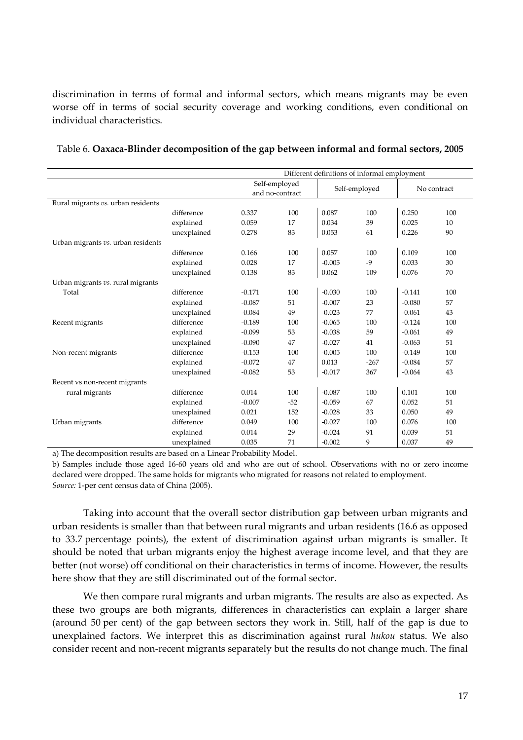discrimination in terms of formal and informal sectors, which means migrants may be even worse off in terms of social security coverage and working conditions, even conditional on individual characteristics.

Table 6. **Oaxaca-Blinder decomposition of the gap between informal and formal sectors, 2005**

| | | Different definitions of informal employment | | | | | |
|---|---|---|---|---|---|---|---|
| | | Self-employed and no-contract | | Self-employed | | No contract | |
| Rural migrants *vs.* urban residents | | | | | | | |
| | difference | 0.337 | 100 | 0.087 | 100 | 0.250 | 100 |
| | explained | 0.059 | 17 | 0.034 | 39 | 0.025 | 10 |
| | unexplained | 0.278 | 83 | 0.053 | 61 | 0.226 | 90 |
| Urban migrants *vs.* urban residents | | | | | | | |
| | difference | 0.166 | 100 | 0.057 | 100 | 0.109 | 100 |
| | explained | 0.028 | 17 | -0.005 | -9 | 0.033 | 30 |
| | unexplained | 0.138 | 83 | 0.062 | 109 | 0.076 | 70 |
| Urban migrants *vs.* rural migrants | | | | | | | |
| Total | difference | -0.171 | 100 | -0.030 | 100 | -0.141 | 100 |
| | explained | -0.087 | 51 | -0.007 | 23 | -0.080 | 57 |
| | unexplained | -0.084 | 49 | -0.023 | 77 | -0.061 | 43 |
| Recent migrants | difference | -0.189 | 100 | -0.065 | 100 | -0.124 | 100 |
| | explained | -0.099 | 53 | -0.038 | 59 | -0.061 | 49 |
| | unexplained | -0.090 | 47 | -0.027 | 41 | -0.063 | 51 |
| Non-recent migrants | difference | -0.153 | 100 | -0.005 | 100 | -0.149 | 100 |
| | explained | -0.072 | 47 | 0.013 | -267 | -0.084 | 57 |
| | unexplained | -0.082 | 53 | -0.017 | 367 | -0.064 | 43 |
| Recent vs non-recent migrants | | | | | | | |
| rural migrants | difference | 0.014 | 100 | -0.087 | 100 | 0.101 | 100 |
| | explained | -0.007 | -52 | -0.059 | 67 | 0.052 | 51 |
| | unexplained | 0.021 | 152 | -0.028 | 33 | 0.050 | 49 |
| Urban migrants | difference | 0.049 | 100 | -0.027 | 100 | 0.076 | 100 |
| | explained | 0.014 | 29 | -0.024 | 91 | 0.039 | 51 |
| | unexplained | 0.035 | 71 | -0.002 | 9 | 0.037 | 49 |

a) The decomposition results are based on a Linear Probability Model.

b) Samples include those aged 16-60 years old and who are out of school. Observations with no or zero income declared were dropped. The same holds for migrants who migrated for reasons not related to employment.

*Source:* 1-per cent census data of China (2005).

Taking into account that the overall sector distribution gap between urban migrants and urban residents is smaller than that between rural migrants and urban residents (16.6 as opposed to 33.7 percentage points), the extent of discrimination against urban migrants is smaller. It should be noted that urban migrants enjoy the highest average income level, and that they are better (not worse) off conditional on their characteristics in terms of income. However, the results here show that they are still discriminated out of the formal sector.

We then compare rural migrants and urban migrants. The results are also as expected. As these two groups are both migrants, differences in characteristics can explain a larger share (around 50 per cent) of the gap between sectors they work in. Still, half of the gap is due to unexplained factors. We interpret this as discrimination against rural *hukou* status. We also consider recent and non-recent migrants separately but the results do not change much. The final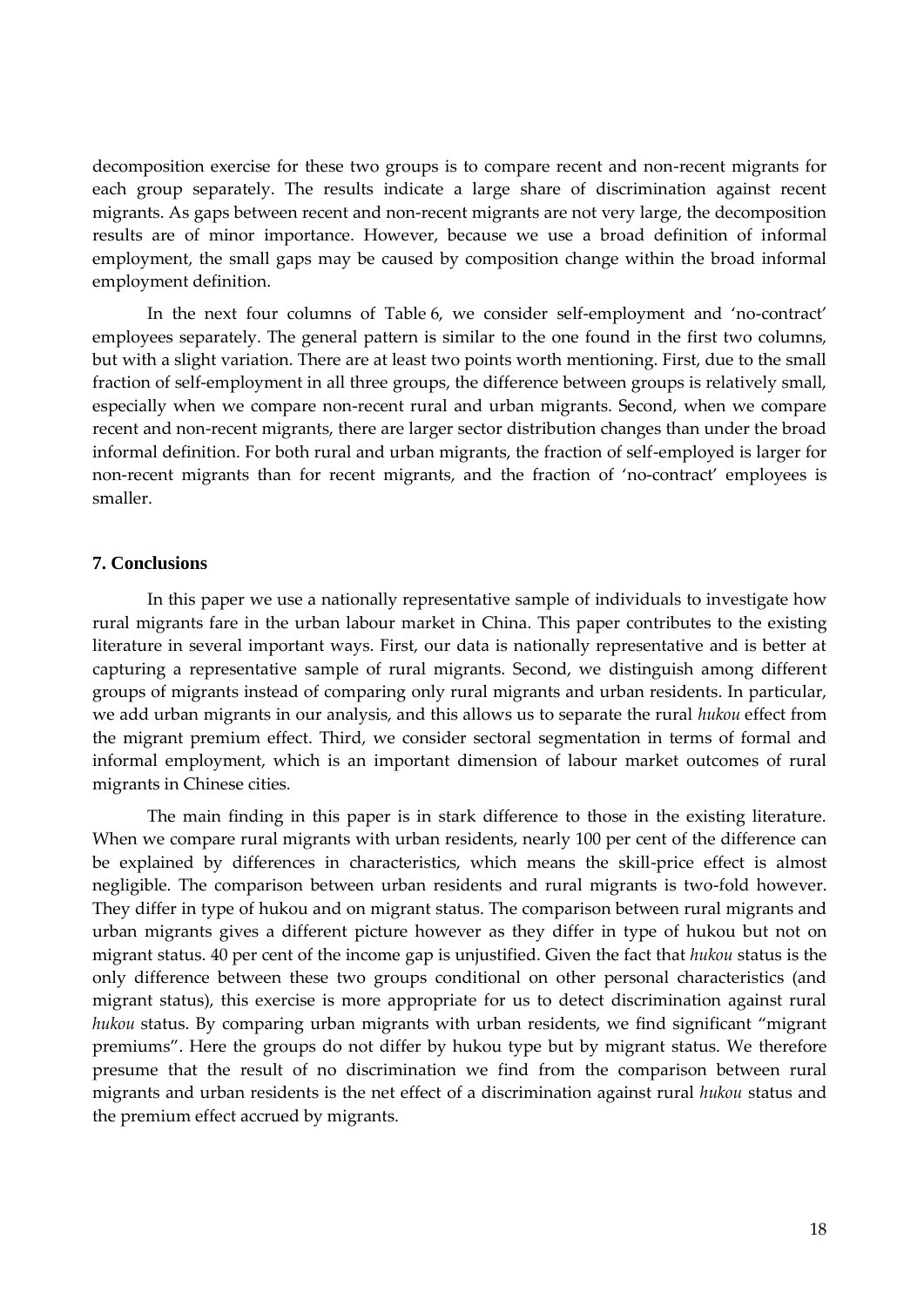decomposition exercise for these two groups is to compare recent and non-recent migrants for each group separately. The results indicate a large share of discrimination against recent migrants. As gaps between recent and non-recent migrants are not very large, the decomposition results are of minor importance. However, because we use a broad definition of informal employment, the small gaps may be caused by composition change within the broad informal employment definition.

In the next four columns of Table 6, we consider self-employment and 'no-contract' employees separately. The general pattern is similar to the one found in the first two columns, but with a slight variation. There are at least two points worth mentioning. First, due to the small fraction of self-employment in all three groups, the difference between groups is relatively small, especially when we compare non-recent rural and urban migrants. Second, when we compare recent and non-recent migrants, there are larger sector distribution changes than under the broad informal definition. For both rural and urban migrants, the fraction of self-employed is larger for non-recent migrants than for recent migrants, and the fraction of 'no-contract' employees is smaller.

## 7. Conclusions

In this paper we use a nationally representative sample of individuals to investigate how rural migrants fare in the urban labour market in China. This paper contributes to the existing literature in several important ways. First, our data is nationally representative and is better at capturing a representative sample of rural migrants. Second, we distinguish among different groups of migrants instead of comparing only rural migrants and urban residents. In particular, we add urban migrants in our analysis, and this allows us to separate the rural *hukou* effect from the migrant premium effect. Third, we consider sectoral segmentation in terms of formal and informal employment, which is an important dimension of labour market outcomes of rural migrants in Chinese cities.

The main finding in this paper is in stark difference to those in the existing literature. When we compare rural migrants with urban residents, nearly 100 per cent of the difference can be explained by differences in characteristics, which means the skill-price effect is almost negligible. The comparison between urban residents and rural migrants is two-fold however. They differ in type of hukou and on migrant status. The comparison between rural migrants and urban migrants gives a different picture however as they differ in type of hukou but not on migrant status. 40 per cent of the income gap is unjustified. Given the fact that *hukou* status is the only difference between these two groups conditional on other personal characteristics (and migrant status), this exercise is more appropriate for us to detect discrimination against rural *hukou* status. By comparing urban migrants with urban residents, we find significant "migrant premiums". Here the groups do not differ by hukou type but by migrant status. We therefore presume that the result of no discrimination we find from the comparison between rural migrants and urban residents is the net effect of a discrimination against rural *hukou* status and the premium effect accrued by migrants.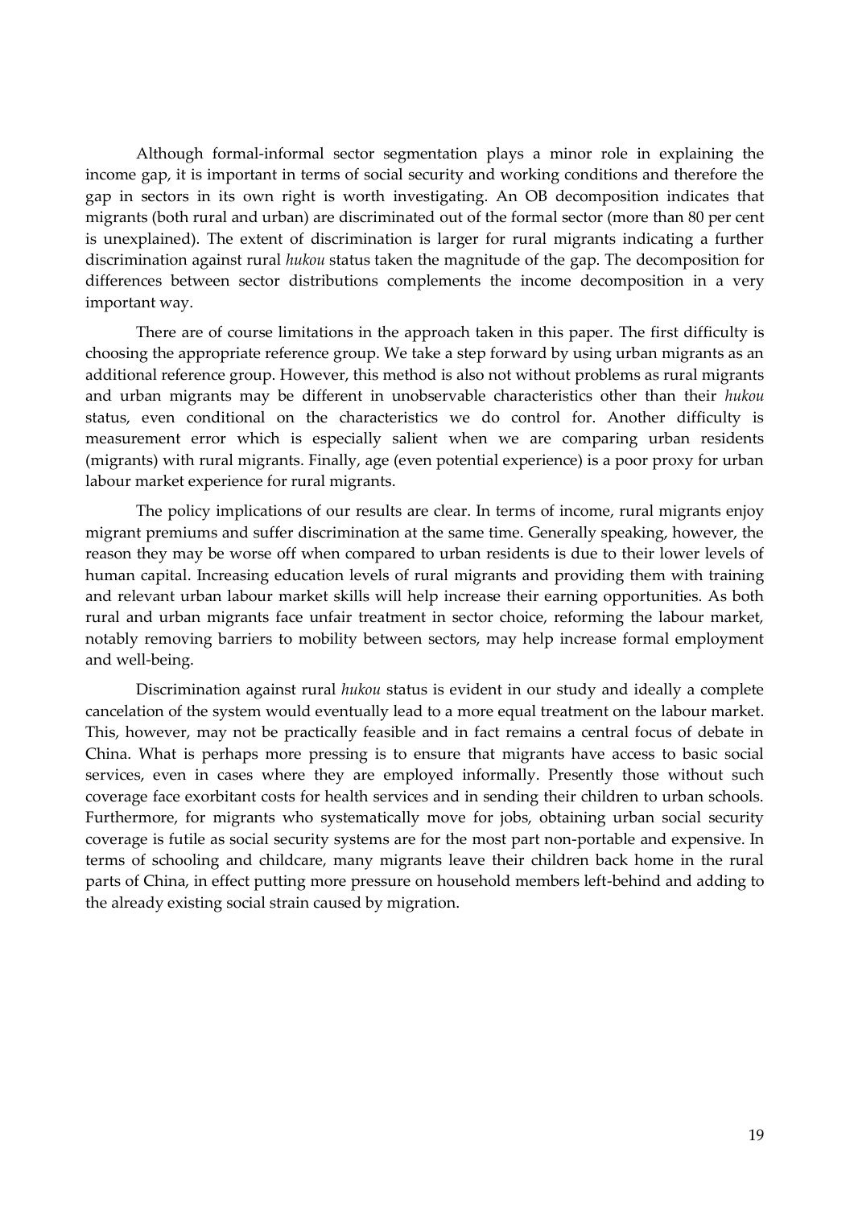Although formal-informal sector segmentation plays a minor role in explaining the income gap, it is important in terms of social security and working conditions and therefore the gap in sectors in its own right is worth investigating. An OB decomposition indicates that migrants (both rural and urban) are discriminated out of the formal sector (more than 80 per cent is unexplained). The extent of discrimination is larger for rural migrants indicating a further discrimination against rural *hukou* status taken the magnitude of the gap. The decomposition for differences between sector distributions complements the income decomposition in a very important way.

There are of course limitations in the approach taken in this paper. The first difficulty is choosing the appropriate reference group. We take a step forward by using urban migrants as an additional reference group. However, this method is also not without problems as rural migrants and urban migrants may be different in unobservable characteristics other than their *hukou* status, even conditional on the characteristics we do control for. Another difficulty is measurement error which is especially salient when we are comparing urban residents (migrants) with rural migrants. Finally, age (even potential experience) is a poor proxy for urban labour market experience for rural migrants.

The policy implications of our results are clear. In terms of income, rural migrants enjoy migrant premiums and suffer discrimination at the same time. Generally speaking, however, the reason they may be worse off when compared to urban residents is due to their lower levels of human capital. Increasing education levels of rural migrants and providing them with training and relevant urban labour market skills will help increase their earning opportunities. As both rural and urban migrants face unfair treatment in sector choice, reforming the labour market, notably removing barriers to mobility between sectors, may help increase formal employment and well-being.

Discrimination against rural *hukou* status is evident in our study and ideally a complete cancelation of the system would eventually lead to a more equal treatment on the labour market. This, however, may not be practically feasible and in fact remains a central focus of debate in China. What is perhaps more pressing is to ensure that migrants have access to basic social services, even in cases where they are employed informally. Presently those without such coverage face exorbitant costs for health services and in sending their children to urban schools. Furthermore, for migrants who systematically move for jobs, obtaining urban social security coverage is futile as social security systems are for the most part non-portable and expensive. In terms of schooling and childcare, many migrants leave their children back home in the rural parts of China, in effect putting more pressure on household members left-behind and adding to the already existing social strain caused by migration.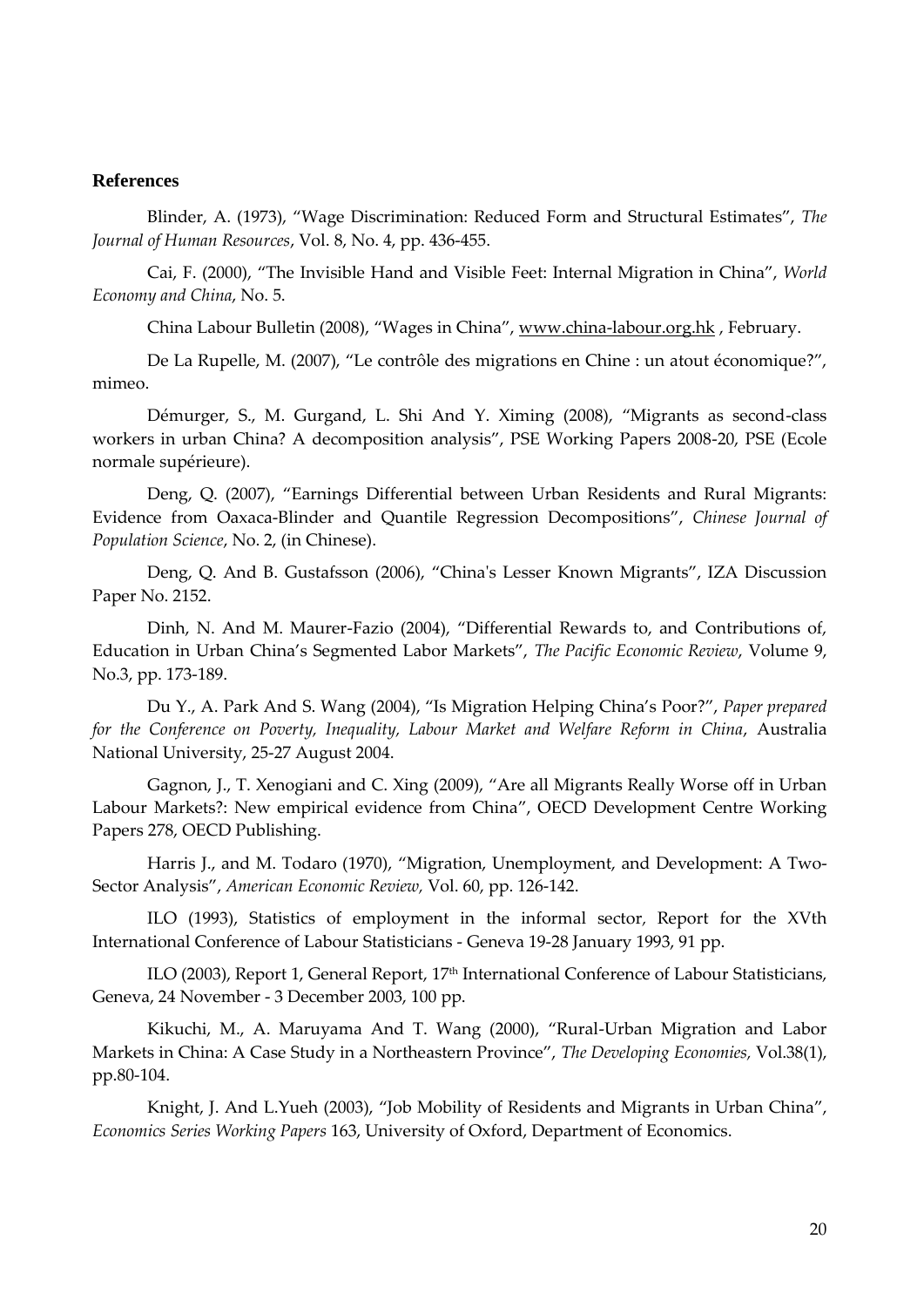**References**

Blinder, A. (1973), “Wage Discrimination: Reduced Form and Structural Estimates”, *The Journal of Human Resources*, Vol. 8, No. 4, pp. 436-455.

Cai, F. (2000), “The Invisible Hand and Visible Feet: Internal Migration in China”, *World Economy and China*, No. 5.

China Labour Bulletin (2008), “Wages in China”, www.china-labour.org.hk , February.

De La Rupelle, M. (2007), “Le contrôle des migrations en Chine : un atout économique?”, mimeo.

Démurger, S., M. Gurgand, L. Shi And Y. Ximing (2008), “Migrants as second-class workers in urban China? A decomposition analysis”, PSE Working Papers 2008-20, PSE (Ecole normale supérieure).

Deng, Q. (2007), “Earnings Differential between Urban Residents and Rural Migrants: Evidence from Oaxaca-Blinder and Quantile Regression Decompositions”, *Chinese Journal of Population Science*, No. 2, (in Chinese).

Deng, Q. And B. Gustafsson (2006), “China's Lesser Known Migrants”, IZA Discussion Paper No. 2152.

Dinh, N. And M. Maurer-Fazio (2004), “Differential Rewards to, and Contributions of, Education in Urban China’s Segmented Labor Markets”, *The Pacific Economic Review*, Volume 9, No.3, pp. 173-189.

Du Y., A. Park And S. Wang (2004), “Is Migration Helping China’s Poor?”, *Paper prepared for the Conference on Poverty, Inequality, Labour Market and Welfare Reform in China*, Australia National University, 25-27 August 2004.

Gagnon, J., T. Xenogiani and C. Xing (2009), “Are all Migrants Really Worse off in Urban Labour Markets?: New empirical evidence from China”, OECD Development Centre Working Papers 278, OECD Publishing.

Harris J., and M. Todaro (1970), “Migration, Unemployment, and Development: A Two-Sector Analysis”, *American Economic Review,* Vol. 60, pp. 126-142.

ILO (1993), Statistics of employment in the informal sector, Report for the XVth International Conference of Labour Statisticians - Geneva 19-28 January 1993, 91 pp.

ILO (2003), Report 1, General Report, 17th International Conference of Labour Statisticians, Geneva, 24 November - 3 December 2003, 100 pp.

Kikuchi, M., A. Maruyama And T. Wang (2000), “Rural-Urban Migration and Labor Markets in China: A Case Study in a Northeastern Province”, *The Developing Economies,* Vol.38(1), pp.80-104.

Knight, J. And L.Yueh (2003), “Job Mobility of Residents and Migrants in Urban China”, *Economics Series Working Papers* 163, University of Oxford, Department of Economics.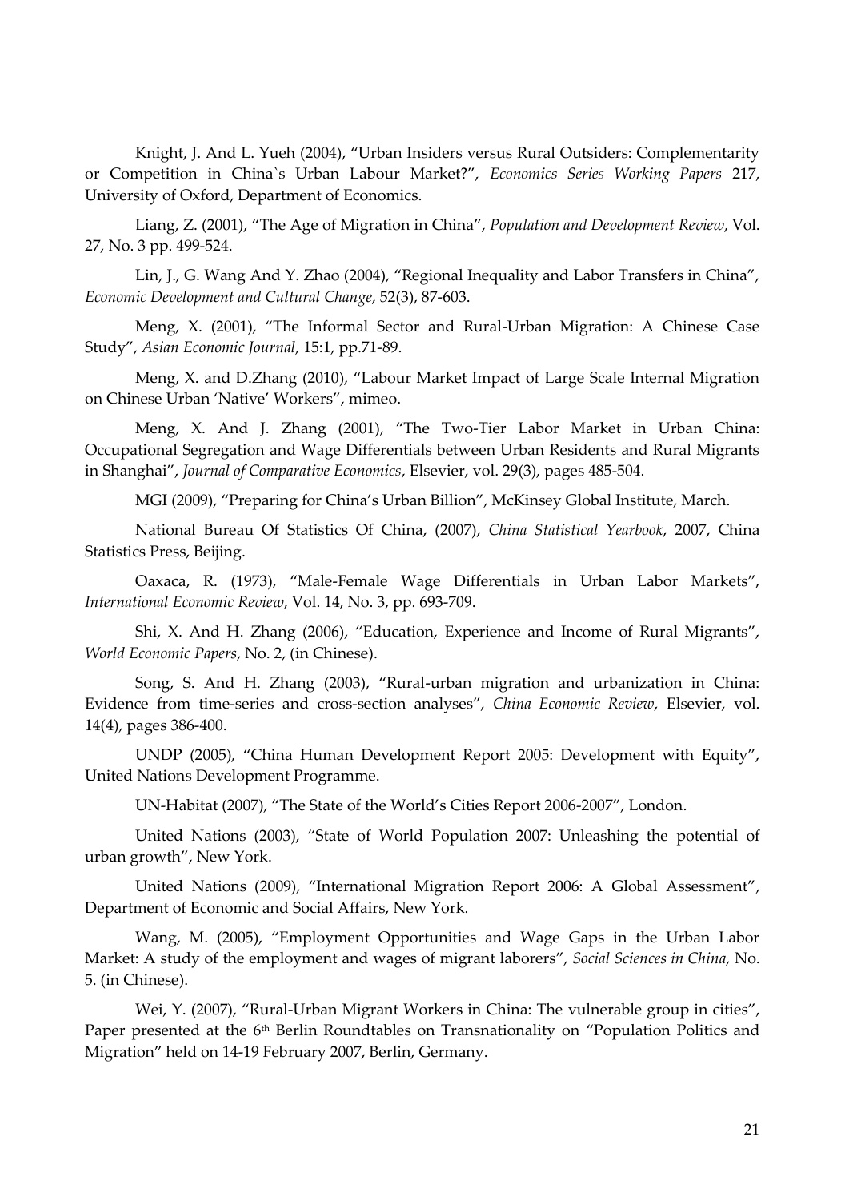Knight, J. And L. Yueh (2004), "Urban Insiders versus Rural Outsiders: Complementarity or Competition in China`s Urban Labour Market?", *Economics Series Working Papers* 217, University of Oxford, Department of Economics.

Liang, Z. (2001), "The Age of Migration in China", *Population and Development Review*, Vol. 27, No. 3 pp. 499-524.

Lin, J., G. Wang And Y. Zhao (2004), "Regional Inequality and Labor Transfers in China", *Economic Development and Cultural Change*, 52(3), 87-603.

Meng, X. (2001), "The Informal Sector and Rural-Urban Migration: A Chinese Case Study", *Asian Economic Journal*, 15:1, pp.71-89.

Meng, X. and D.Zhang (2010), "Labour Market Impact of Large Scale Internal Migration on Chinese Urban 'Native' Workers", mimeo.

Meng, X. And J. Zhang (2001), "The Two-Tier Labor Market in Urban China: Occupational Segregation and Wage Differentials between Urban Residents and Rural Migrants in Shanghai", *Journal of Comparative Economics*, Elsevier, vol. 29(3), pages 485-504.

MGI (2009), "Preparing for China's Urban Billion", McKinsey Global Institute, March.

National Bureau Of Statistics Of China, (2007), *China Statistical Yearbook*, 2007, China Statistics Press, Beijing.

Oaxaca, R. (1973), "Male-Female Wage Differentials in Urban Labor Markets", *International Economic Review*, Vol. 14, No. 3, pp. 693-709.

Shi, X. And H. Zhang (2006), "Education, Experience and Income of Rural Migrants", *World Economic Papers*, No. 2, (in Chinese).

Song, S. And H. Zhang (2003), "Rural-urban migration and urbanization in China: Evidence from time-series and cross-section analyses", *China Economic Review*, Elsevier, vol. 14(4), pages 386-400.

UNDP (2005), "China Human Development Report 2005: Development with Equity", United Nations Development Programme.

UN-Habitat (2007), "The State of the World's Cities Report 2006-2007", London.

United Nations (2003), "State of World Population 2007: Unleashing the potential of urban growth", New York.

United Nations (2009), "International Migration Report 2006: A Global Assessment", Department of Economic and Social Affairs, New York.

Wang, M. (2005), "Employment Opportunities and Wage Gaps in the Urban Labor Market: A study of the employment and wages of migrant laborers", *Social Sciences in China*, No. 5. (in Chinese).

Wei, Y. (2007), "Rural-Urban Migrant Workers in China: The vulnerable group in cities", Paper presented at the 6th Berlin Roundtables on Transnationality on "Population Politics and Migration" held on 14-19 February 2007, Berlin, Germany.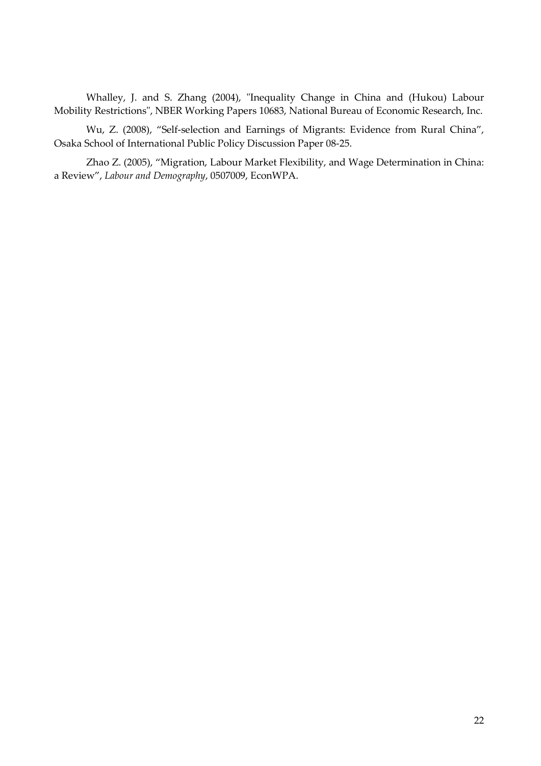Whalley, J. and S. Zhang (2004), "Inequality Change in China and (Hukou) Labour Mobility Restrictions", NBER Working Papers 10683, National Bureau of Economic Research, Inc.

Wu, Z. (2008), "Self-selection and Earnings of Migrants: Evidence from Rural China", Osaka School of International Public Policy Discussion Paper 08-25.

Zhao Z. (2005), "Migration, Labour Market Flexibility, and Wage Determination in China: a Review", *Labour and Demography*, 0507009, EconWPA.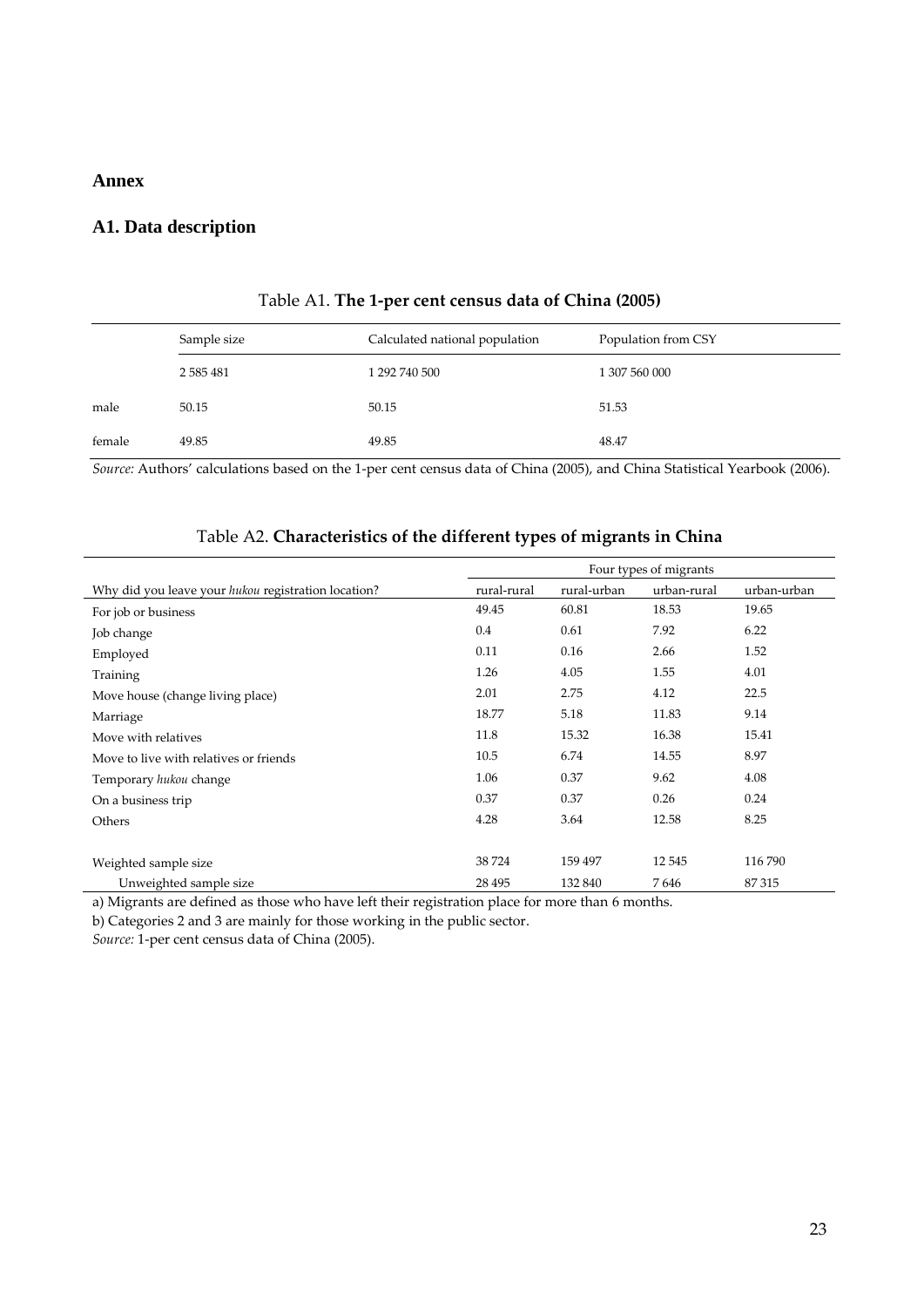## Annex

### A1. Data description

Table A1. **The 1-per cent census data of China (2005)**

| | Sample size | Calculated national population | Population from CSY |
|---|---|---|---|
| | 2 585 481 | 1 292 740 500 | 1 307 560 000 |
| male | 50.15 | 50.15 | 51.53 |
| female | 49.85 | 49.85 | 48.47 |

*Source:* Authors' calculations based on the 1-per cent census data of China (2005), and China Statistical Yearbook (2006).

Table A2. **Characteristics of the different types of migrants in China**

| | Four types of migrants | | | |
|---|---|---|---|---|
| Why did you leave your *hukou* registration location? | rural-rural | rural-urban | urban-rural | urban-urban |
| For job or business | 49.45 | 60.81 | 18.53 | 19.65 |
| Job change | 0.4 | 0.61 | 7.92 | 6.22 |
| Employed | 0.11 | 0.16 | 2.66 | 1.52 |
| Training | 1.26 | 4.05 | 1.55 | 4.01 |
| Move house (change living place) | 2.01 | 2.75 | 4.12 | 22.5 |
| Marriage | 18.77 | 5.18 | 11.83 | 9.14 |
| Move with relatives | 11.8 | 15.32 | 16.38 | 15.41 |
| Move to live with relatives or friends | 10.5 | 6.74 | 14.55 | 8.97 |
| Temporary *hukou* change | 1.06 | 0.37 | 9.62 | 4.08 |
| On a business trip | 0.37 | 0.37 | 0.26 | 0.24 |
| Others | 4.28 | 3.64 | 12.58 | 8.25 |
| | | | | |
| Weighted sample size | 38 724 | 159 497 | 12 545 | 116 790 |
| Unweighted sample size | 28 495 | 132 840 | 7 646 | 87 315 |

a) Migrants are defined as those who have left their registration place for more than 6 months.

b) Categories 2 and 3 are mainly for those working in the public sector.

*Source:* 1-per cent census data of China (2005).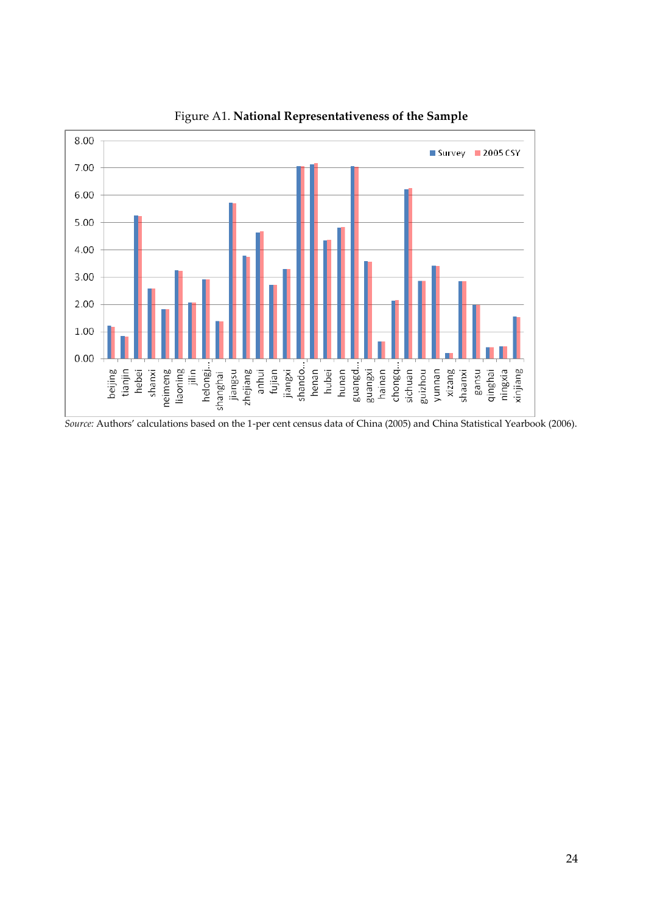Figure A1. **National Representativeness of the Sample**

*Source:* Authors' calculations based on the 1-per cent census data of China (2005) and China Statistical Yearbook (2006).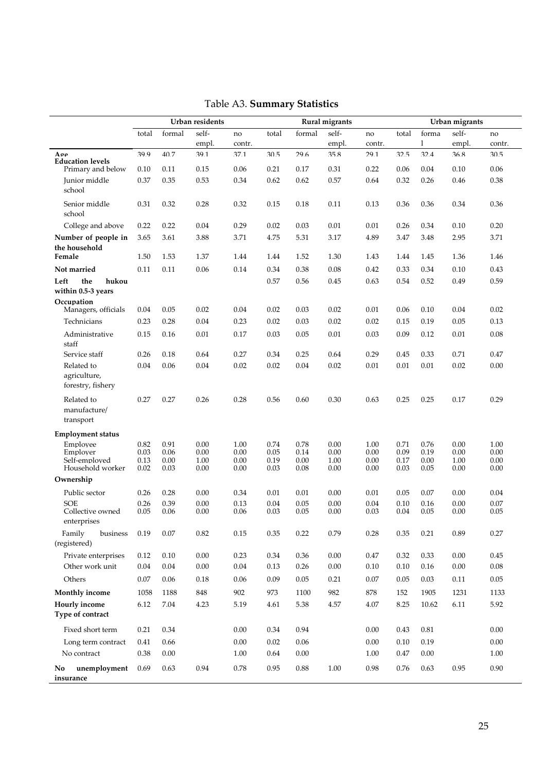Table A3. **Summary Statistics**

| | Urban residents | | | | Rural migrants | | | | Urban migrants | | | |
|---|---|---|---|---|---|---|---|---|---|---|---|---|
| | total | formal | self-empl. | no contr. | total | formal | self-empl. | no contr. | total | formal | self-empl. | no contr. |
| **Age** | 39.9 | 40.7 | 39.1 | 37.1 | 30.5 | 29.6 | 35.8 | 29.1 | 32.5 | 32.4 | 36.8 | 30.5 |
| **Education levels** | | | | | | | | | | | | |
| Primary and below | 0.10 | 0.11 | 0.15 | 0.06 | 0.21 | 0.17 | 0.31 | 0.22 | 0.06 | 0.04 | 0.10 | 0.06 |
| Junior middle school | 0.37 | 0.35 | 0.53 | 0.34 | 0.62 | 0.62 | 0.57 | 0.64 | 0.32 | 0.26 | 0.46 | 0.38 |
| Senior middle school | 0.31 | 0.32 | 0.28 | 0.32 | 0.15 | 0.18 | 0.11 | 0.13 | 0.36 | 0.36 | 0.34 | 0.36 |
| College and above | 0.22 | 0.22 | 0.04 | 0.29 | 0.02 | 0.03 | 0.01 | 0.01 | 0.26 | 0.34 | 0.10 | 0.20 |
| **Number of people in the household** | 3.65 | 3.61 | 3.88 | 3.71 | 4.75 | 5.31 | 3.17 | 4.89 | 3.47 | 3.48 | 2.95 | 3.71 |
| **Female** | 1.50 | 1.53 | 1.37 | 1.44 | 1.44 | 1.52 | 1.30 | 1.43 | 1.44 | 1.45 | 1.36 | 1.46 |
| **Not married** | 0.11 | 0.11 | 0.06 | 0.14 | 0.34 | 0.38 | 0.08 | 0.42 | 0.33 | 0.34 | 0.10 | 0.43 |
| **Left the hukou within 0.5-3 years** | | | | | 0.57 | 0.56 | 0.45 | 0.63 | 0.54 | 0.52 | 0.49 | 0.59 |
| **Occupation** | | | | | | | | | | | | |
| Managers, officials | 0.04 | 0.05 | 0.02 | 0.04 | 0.02 | 0.03 | 0.02 | 0.01 | 0.06 | 0.10 | 0.04 | 0.02 |
| Technicians | 0.23 | 0.28 | 0.04 | 0.23 | 0.02 | 0.03 | 0.02 | 0.02 | 0.15 | 0.19 | 0.05 | 0.13 |
| Administrative staff | 0.15 | 0.16 | 0.01 | 0.17 | 0.03 | 0.05 | 0.01 | 0.03 | 0.09 | 0.12 | 0.01 | 0.08 |
| Service staff | 0.26 | 0.18 | 0.64 | 0.27 | 0.34 | 0.25 | 0.64 | 0.29 | 0.45 | 0.33 | 0.71 | 0.47 |
| Related to agriculture, forestry, fishery | 0.04 | 0.06 | 0.04 | 0.02 | 0.02 | 0.04 | 0.02 | 0.01 | 0.01 | 0.01 | 0.02 | 0.00 |
| Related to manufacture/ transport | 0.27 | 0.27 | 0.26 | 0.28 | 0.56 | 0.60 | 0.30 | 0.63 | 0.25 | 0.25 | 0.17 | 0.29 |
| **Employment status** | | | | | | | | | | | | |
| Employee | 0.82 | 0.91 | 0.00 | 1.00 | 0.74 | 0.78 | 0.00 | 1.00 | 0.71 | 0.76 | 0.00 | 1.00 |
| Employer | 0.03 | 0.06 | 0.00 | 0.00 | 0.05 | 0.14 | 0.00 | 0.00 | 0.09 | 0.19 | 0.00 | 0.00 |
| Self-employed | 0.13 | 0.00 | 1.00 | 0.00 | 0.19 | 0.00 | 1.00 | 0.00 | 0.17 | 0.00 | 1.00 | 0.00 |
| Household worker | 0.02 | 0.03 | 0.00 | 0.00 | 0.03 | 0.08 | 0.00 | 0.00 | 0.03 | 0.05 | 0.00 | 0.00 |
| **Ownership** | | | | | | | | | | | | |
| Public sector | 0.26 | 0.28 | 0.00 | 0.34 | 0.01 | 0.01 | 0.00 | 0.01 | 0.05 | 0.07 | 0.00 | 0.04 |
| SOE | 0.26 | 0.39 | 0.00 | 0.13 | 0.04 | 0.05 | 0.00 | 0.04 | 0.10 | 0.16 | 0.00 | 0.07 |
| Collective owned enterprises | 0.05 | 0.06 | 0.00 | 0.06 | 0.03 | 0.05 | 0.00 | 0.03 | 0.04 | 0.05 | 0.00 | 0.05 |
| Family business (registered) | 0.19 | 0.07 | 0.82 | 0.15 | 0.35 | 0.22 | 0.79 | 0.28 | 0.35 | 0.21 | 0.89 | 0.27 |
| Private enterprises | 0.12 | 0.10 | 0.00 | 0.23 | 0.34 | 0.36 | 0.00 | 0.47 | 0.32 | 0.33 | 0.00 | 0.45 |
| Other work unit | 0.04 | 0.04 | 0.00 | 0.04 | 0.13 | 0.26 | 0.00 | 0.10 | 0.10 | 0.16 | 0.00 | 0.08 |
| Others | 0.07 | 0.06 | 0.18 | 0.06 | 0.09 | 0.05 | 0.21 | 0.07 | 0.05 | 0.03 | 0.11 | 0.05 |
| **Monthly income** | 1058 | 1188 | 848 | 902 | 973 | 1100 | 982 | 878 | 152 | 1905 | 1231 | 1133 |
| **Hourly income** | 6.12 | 7.04 | 4.23 | 5.19 | 4.61 | 5.38 | 4.57 | 4.07 | 8.25 | 10.62 | 6.11 | 5.92 |
| **Type of contract** | | | | | | | | | | | | |
| Fixed short term | 0.21 | 0.34 | | 0.00 | 0.34 | 0.94 | | 0.00 | 0.43 | 0.81 | | 0.00 |
| Long term contract | 0.41 | 0.66 | | 0.00 | 0.02 | 0.06 | | 0.00 | 0.10 | 0.19 | | 0.00 |
| No contract | 0.38 | 0.00 | | 1.00 | 0.64 | 0.00 | | 1.00 | 0.47 | 0.00 | | 1.00 |
| **No unemployment insurance** | 0.69 | 0.63 | 0.94 | 0.78 | 0.95 | 0.88 | 1.00 | 0.98 | 0.76 | 0.63 | 0.95 | 0.90 |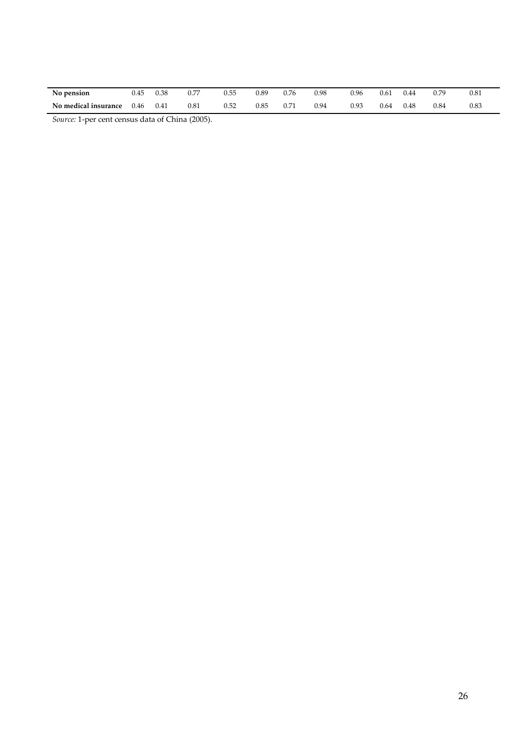| | | | | | | | | | | | | |
|---|---|---|---|---|---|---|---|---|---|---|---|---|
| **No pension** | 0.45 | 0.38 | 0.77 | 0.55 | 0.89 | 0.76 | 0.98 | 0.96 | 0.61 | 0.44 | 0.79 | 0.81 |
| **No medical insurance** | 0.46 | 0.41 | 0.81 | 0.52 | 0.85 | 0.71 | 0.94 | 0.93 | 0.64 | 0.48 | 0.84 | 0.83 |

*Source:* 1-per cent census data of China (2005).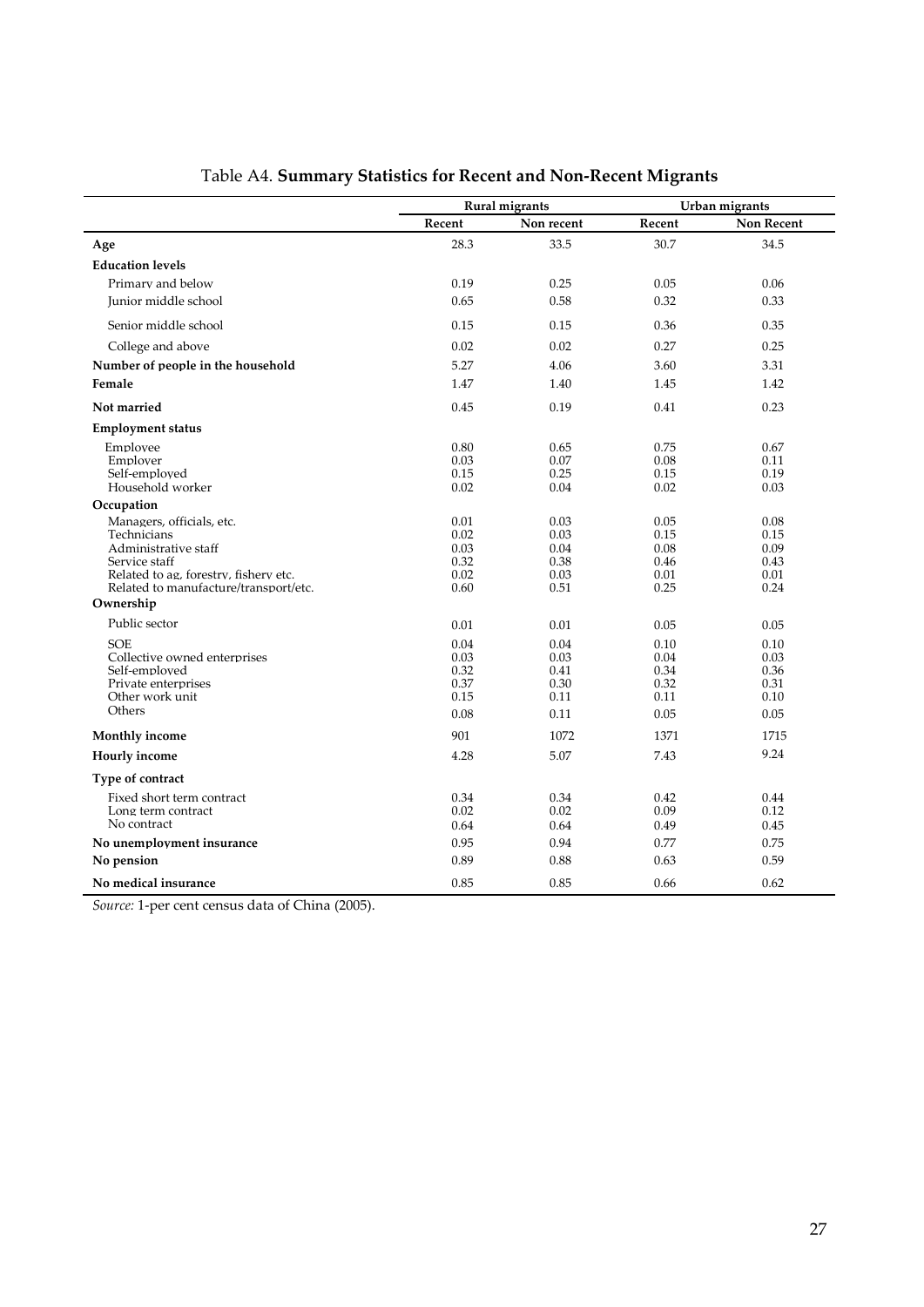# Table A4. **Summary Statistics for Recent and Non-Recent Migrants**

| | Rural migrants | | Urban migrants | |
|---|---|---|---|---|
| | Recent | Non recent | Recent | Non Recent |
| **Age** | 28.3 | 33.5 | 30.7 | 34.5 |
| **Education levels** | | | | |
| Primary and below | 0.19 | 0.25 | 0.05 | 0.06 |
| Junior middle school | 0.65 | 0.58 | 0.32 | 0.33 |
| Senior middle school | 0.15 | 0.15 | 0.36 | 0.35 |
| College and above | 0.02 | 0.02 | 0.27 | 0.25 |
| **Number of people in the household** | 5.27 | 4.06 | 3.60 | 3.31 |
| **Female** | 1.47 | 1.40 | 1.45 | 1.42 |
| **Not married** | 0.45 | 0.19 | 0.41 | 0.23 |
| **Employment status** | | | | |
| Employee | 0.80 | 0.65 | 0.75 | 0.67 |
| Employer | 0.03 | 0.07 | 0.08 | 0.11 |
| Self-employed | 0.15 | 0.25 | 0.15 | 0.19 |
| Household worker | 0.02 | 0.04 | 0.02 | 0.03 |
| **Occupation** | | | | |
| Managers, officials, etc. | 0.01 | 0.03 | 0.05 | 0.08 |
| Technicians | 0.02 | 0.03 | 0.15 | 0.15 |
| Administrative staff | 0.03 | 0.04 | 0.08 | 0.09 |
| Service staff | 0.32 | 0.38 | 0.46 | 0.43 |
| Related to ag, forestry, fishery etc. | 0.02 | 0.03 | 0.01 | 0.01 |
| Related to manufacture/transport/etc. | 0.60 | 0.51 | 0.25 | 0.24 |
| **Ownership** | | | | |
| Public sector | 0.01 | 0.01 | 0.05 | 0.05 |
| SOE | 0.04 | 0.04 | 0.10 | 0.10 |
| Collective owned enterprises | 0.03 | 0.03 | 0.04 | 0.03 |
| Self-employed | 0.32 | 0.41 | 0.34 | 0.36 |
| Private enterprises | 0.37 | 0.30 | 0.32 | 0.31 |
| Other work unit | 0.15 | 0.11 | 0.11 | 0.10 |
| Others | 0.08 | 0.11 | 0.05 | 0.05 |
| **Monthly income** | 901 | 1072 | 1371 | 1715 |
| **Hourly income** | 4.28 | 5.07 | 7.43 | 9.24 |
| **Type of contract** | | | | |
| Fixed short term contract | 0.34 | 0.34 | 0.42 | 0.44 |
| Long term contract | 0.02 | 0.02 | 0.09 | 0.12 |
| No contract | 0.64 | 0.64 | 0.49 | 0.45 |
| **No unemployment insurance** | 0.95 | 0.94 | 0.77 | 0.75 |
| **No pension** | 0.89 | 0.88 | 0.63 | 0.59 |
| **No medical insurance** | 0.85 | 0.85 | 0.66 | 0.62 |

*Source:* 1-per cent census data of China (2005).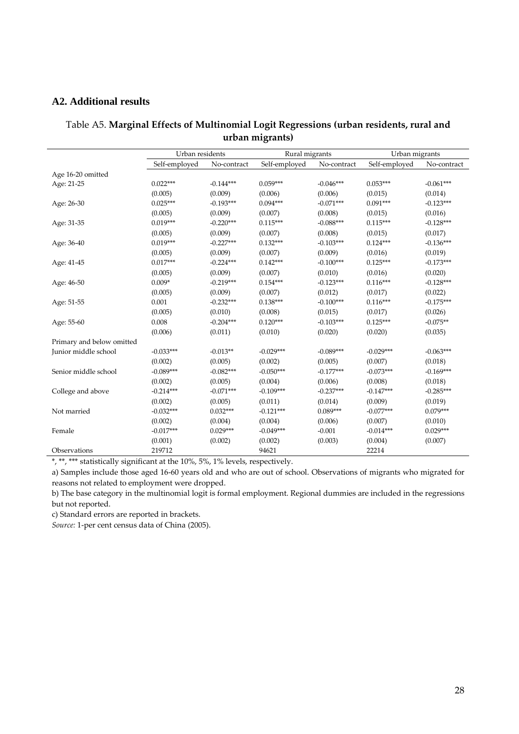## A2. Additional results

Table A5. **Marginal Effects of Multinomial Logit Regressions (urban residents, rural and urban migrants)**

| | Urban residents | | Rural migrants | | Urban migrants | |
|---|---|---|---|---|---|---|
| | Self-employed | No-contract | Self-employed | No-contract | Self-employed | No-contract |
| Age 16-20 omitted | | | | | | |
| Age: 21-25 | 0.022*** | -0.144*** | 0.059*** | -0.046*** | 0.053*** | -0.061*** |
| | (0.005) | (0.009) | (0.006) | (0.006) | (0.015) | (0.014) |
| Age: 26-30 | 0.025*** | -0.193*** | 0.094*** | -0.071*** | 0.091*** | -0.123*** |
| | (0.005) | (0.009) | (0.007) | (0.008) | (0.015) | (0.016) |
| Age: 31-35 | 0.019*** | -0.220*** | 0.115*** | -0.088*** | 0.115*** | -0.128*** |
| | (0.005) | (0.009) | (0.007) | (0.008) | (0.015) | (0.017) |
| Age: 36-40 | 0.019*** | -0.227*** | 0.132*** | -0.103*** | 0.124*** | -0.136*** |
| | (0.005) | (0.009) | (0.007) | (0.009) | (0.016) | (0.019) |
| Age: 41-45 | 0.017*** | -0.224*** | 0.142*** | -0.100*** | 0.125*** | -0.173*** |
| | (0.005) | (0.009) | (0.007) | (0.010) | (0.016) | (0.020) |
| Age: 46-50 | 0.009* | -0.219*** | 0.154*** | -0.123*** | 0.116*** | -0.128*** |
| | (0.005) | (0.009) | (0.007) | (0.012) | (0.017) | (0.022) |
| Age: 51-55 | 0.001 | -0.232*** | 0.138*** | -0.100*** | 0.116*** | -0.175*** |
| | (0.005) | (0.010) | (0.008) | (0.015) | (0.017) | (0.026) |
| Age: 55-60 | 0.008 | -0.204*** | 0.120*** | -0.103*** | 0.125*** | -0.075** |
| | (0.006) | (0.011) | (0.010) | (0.020) | (0.020) | (0.035) |
| Primary and below omitted | | | | | | |
| Junior middle school | -0.033*** | -0.013** | -0.029*** | -0.089*** | -0.029*** | -0.063*** |
| | (0.002) | (0.005) | (0.002) | (0.005) | (0.007) | (0.018) |
| Senior middle school | -0.089*** | -0.082*** | -0.050*** | -0.177*** | -0.073*** | -0.169*** |
| | (0.002) | (0.005) | (0.004) | (0.006) | (0.008) | (0.018) |
| College and above | -0.214*** | -0.071*** | -0.109*** | -0.237*** | -0.147*** | -0.285*** |
| | (0.002) | (0.005) | (0.011) | (0.014) | (0.009) | (0.019) |
| Not married | -0.032*** | 0.032*** | -0.121*** | 0.089*** | -0.077*** | 0.079*** |
| | (0.002) | (0.004) | (0.004) | (0.006) | (0.007) | (0.010) |
| Female | -0.017*** | 0.029*** | -0.049*** | -0.001 | -0.014*** | 0.029*** |
| | (0.001) | (0.002) | (0.002) | (0.003) | (0.004) | (0.007) |
| Observations | 219712 | | 94621 | | 22214 | |

*, **, *** statistically significant at the 10%, 5%, 1% levels, respectively.

a) Samples include those aged 16-60 years old and who are out of school. Observations of migrants who migrated for reasons not related to employment were dropped.

b) The base category in the multinomial logit is formal employment. Regional dummies are included in the regressions but not reported.

c) Standard errors are reported in brackets.

*Source:* 1-per cent census data of China (2005).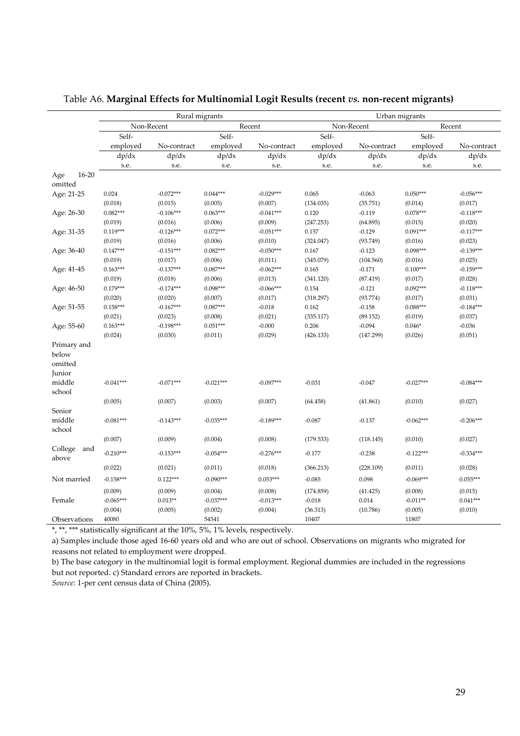Table A6. **Marginal Effects for Multinomial Logit Results (recent *vs.* non-recent migrants)**

| | Rural migrants | | | | Urban migrants | | | |
|---|---|---|---|---|---|---|---|---|
| | Non-Recent | | Recent | | Non-Recent | | Recent | |
| | Self-employed | No-contract | Self-employed | No-contract | Self-employed | No-contract | Self-employed | No-contract |
| | dp/dx | dp/dx | dp/dx | dp/dx | dp/dx | dp/dx | dp/dx | dp/dx |
| | s.e. | s.e. | s.e. | s.e. | s.e. | s.e. | s.e. | s.e. |
| Age 16-20 omitted | | | | | | | | |
| Age: 21-25 | 0.024 | -0.072*** | 0.044*** | -0.029*** | 0.065 | -0.063 | 0.050*** | -0.056*** |
| | (0.018) | (0.015) | (0.005) | (0.007) | (134.035) | (35.751) | (0.014) | (0.017) |
| Age: 26-30 | 0.082*** | -0.106*** | 0.063*** | -0.041*** | 0.120 | -0.119 | 0.078*** | -0.118*** |
| | (0.019) | (0.016) | (0.006) | (0.009) | (247.253) | (64.895) | (0.015) | (0.020) |
| Age: 31-35 | 0.119*** | -0.126*** | 0.072*** | -0.051*** | 0.157 | -0.129 | 0.091*** | -0.117*** |
| | (0.019) | (0.016) | (0.006) | (0.010) | (324.047) | (93.749) | (0.016) | (0.023) |
| Age: 36-40 | 0.147*** | -0.151*** | 0.082*** | -0.050*** | 0.167 | -0.123 | 0.098*** | -0.139*** |
| | (0.019) | (0.017) | (0.006) | (0.011) | (345.079) | (104.560) | (0.016) | (0.025) |
| Age: 41-45 | 0.163*** | -0.137*** | 0.087*** | -0.062*** | 0.165 | -0.171 | 0.100*** | -0.159*** |
| | (0.019) | (0.018) | (0.006) | (0.013) | (341.120) | (87.419) | (0.017) | (0.028) |
| Age: 46-50 | 0.179*** | -0.174*** | 0.098*** | -0.066*** | 0.154 | -0.121 | 0.092*** | -0.118*** |
| | (0.020) | (0.020) | (0.007) | (0.017) | (318.297) | (93.774) | (0.017) | (0.031) |
| Age: 51-55 | 0.158*** | -0.167*** | 0.087*** | -0.018 | 0.162 | -0.158 | 0.088*** | -0.184*** |
| | (0.021) | (0.023) | (0.008) | (0.021) | (335.117) | (89.152) | (0.019) | (0.037) |
| Age: 55-60 | 0.163*** | -0.198*** | 0.051*** | -0.000 | 0.206 | -0.094 | 0.046* | -0.036 |
| | (0.024) | (0.030) | (0.011) | (0.029) | (426.133) | (147.299) | (0.026) | (0.051) |
| Primary and below omitted | | | | | | | | |
| Junior middle school | -0.041*** | -0.071*** | -0.021*** | -0.097*** | -0.031 | -0.047 | -0.027*** | -0.084*** |
| | (0.005) | (0.007) | (0.003) | (0.007) | (64.458) | (41.861) | (0.010) | (0.027) |
| Senior middle school | -0.081*** | -0.143*** | -0.035*** | -0.189*** | -0.087 | -0.137 | -0.062*** | -0.206*** |
| | (0.007) | (0.009) | (0.004) | (0.008) | (179.533) | (118.145) | (0.010) | (0.027) |
| College and above | -0.210*** | -0.153*** | -0.054*** | -0.276*** | -0.177 | -0.238 | -0.122*** | -0.334*** |
| | (0.022) | (0.021) | (0.011) | (0.018) | (366.213) | (228.109) | (0.011) | (0.028) |
| Not married | -0.158*** | 0.122*** | -0.090*** | 0.053*** | -0.085 | 0.098 | -0.069*** | 0.055*** |
| | (0.009) | (0.009) | (0.004) | (0.008) | (174.859) | (41.425) | (0.008) | (0.015) |
| Female | -0.065*** | 0.013** | -0.037*** | -0.013*** | -0.018 | 0.014 | -0.011** | 0.041*** |
| | (0.004) | (0.005) | (0.002) | (0.004) | (36.313) | (10.786) | (0.005) | (0.010) |
| Observations | 40080 | | 54541 | | 10407 | | 11807 | |

*, **, *** statistically significant at the 10%, 5%, 1% levels, respectively.

a) Samples include those aged 16-60 years old and who are out of school. Observations on migrants who migrated for reasons not related to employment were dropped.

b) The base category in the multinomial logit is formal employment. Regional dummies are included in the regressions but not reported. c) Standard errors are reported in brackets.

*Source:* 1-per cent census data of China (2005).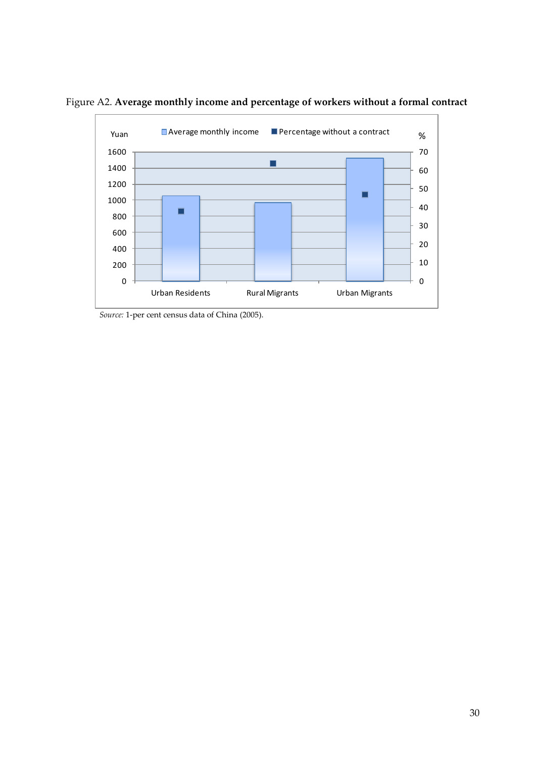Figure A2. **Average monthly income and percentage of workers without a formal contract**

Yuan

Average monthly income

Percentage without a contract

%

1600
1400
1200
1000
800
600
400
200
0

70
60
50
40
30
20
10
0

Urban Residents

Rural Migrants

Urban Migrants

*Source:* 1-per cent census data of China (2005).